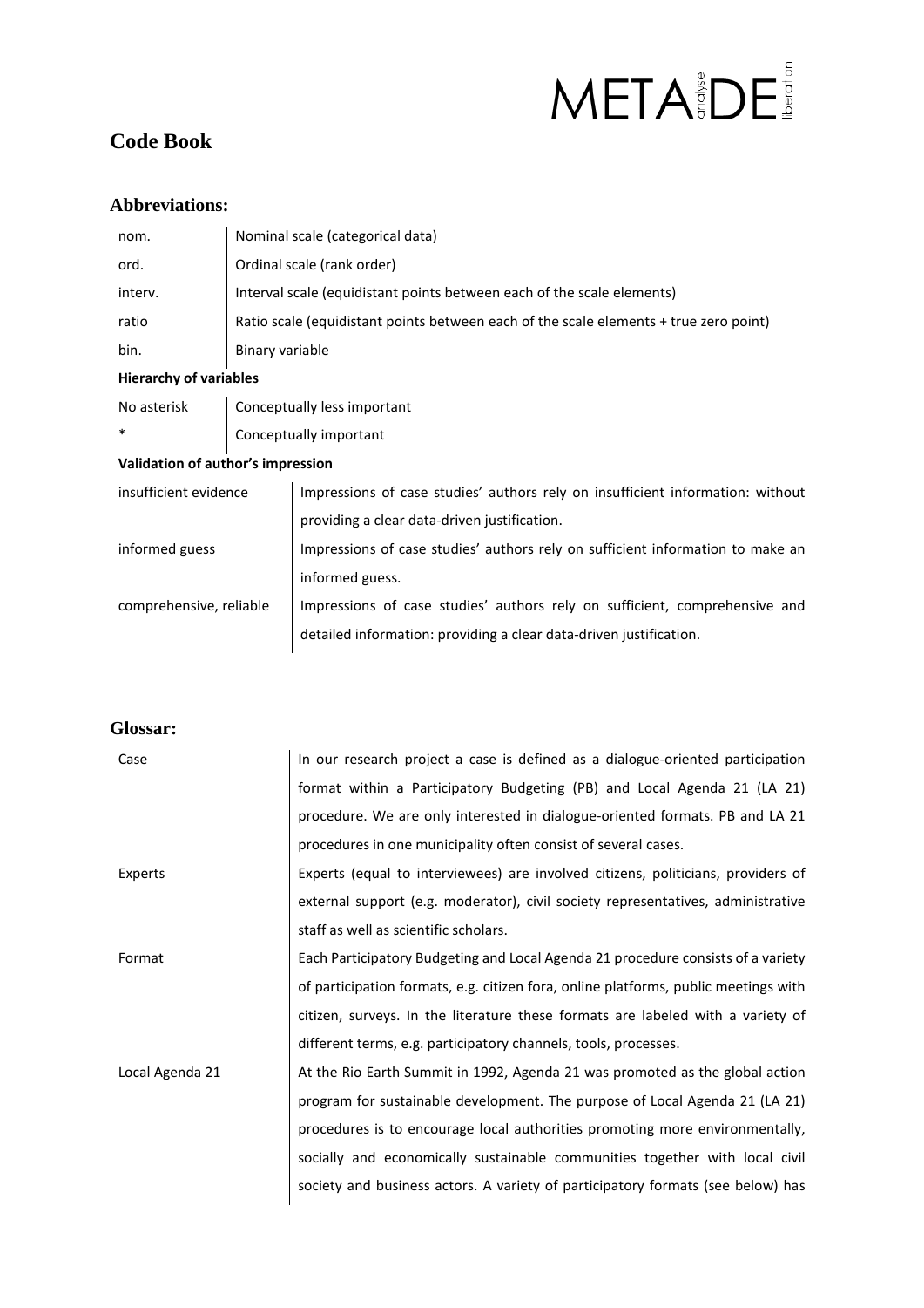# Code Book

## Abbreviations:

| | |
|---|---|
| nom. | Nominal scale (categorical data) |
| ord. | Ordinal scale (rank order) |
| interv. | Interval scale (equidistant points between each of the scale elements) |
| ratio | Ratio scale (equidistant points between each of the scale elements + true zero point) |
| bin. | Binary variable |

**Hierarchy of variables**

| | |
|---|---|
| No asterisk | Conceptually less important |
| * | Conceptually important |

**Validation of author's impression**

| | |
|---|---|
| insufficient evidence | Impressions of case studies' authors rely on insufficient information: without providing a clear data-driven justification. |
| informed guess | Impressions of case studies' authors rely on sufficient information to make an informed guess. |
| comprehensive, reliable | Impressions of case studies' authors rely on sufficient, comprehensive and detailed information: providing a clear data-driven justification. |

## Glossar:

| | |
|---|---|
| Case | In our research project a case is defined as a dialogue-oriented participation format within a Participatory Budgeting (PB) and Local Agenda 21 (LA 21) procedure. We are only interested in dialogue-oriented formats. PB and LA 21 procedures in one municipality often consist of several cases. |
| Experts | Experts (equal to interviewees) are involved citizens, politicians, providers of external support (e.g. moderator), civil society representatives, administrative staff as well as scientific scholars. |
| Format | Each Participatory Budgeting and Local Agenda 21 procedure consists of a variety of participation formats, e.g. citizen fora, online platforms, public meetings with citizen, surveys. In the literature these formats are labeled with a variety of different terms, e.g. participatory channels, tools, processes. |
| Local Agenda 21 | At the Rio Earth Summit in 1992, Agenda 21 was promoted as the global action program for sustainable development. The purpose of Local Agenda 21 (LA 21) procedures is to encourage local authorities promoting more environmentally, socially and economically sustainable communities together with local civil society and business actors. A variety of participatory formats (see below) has |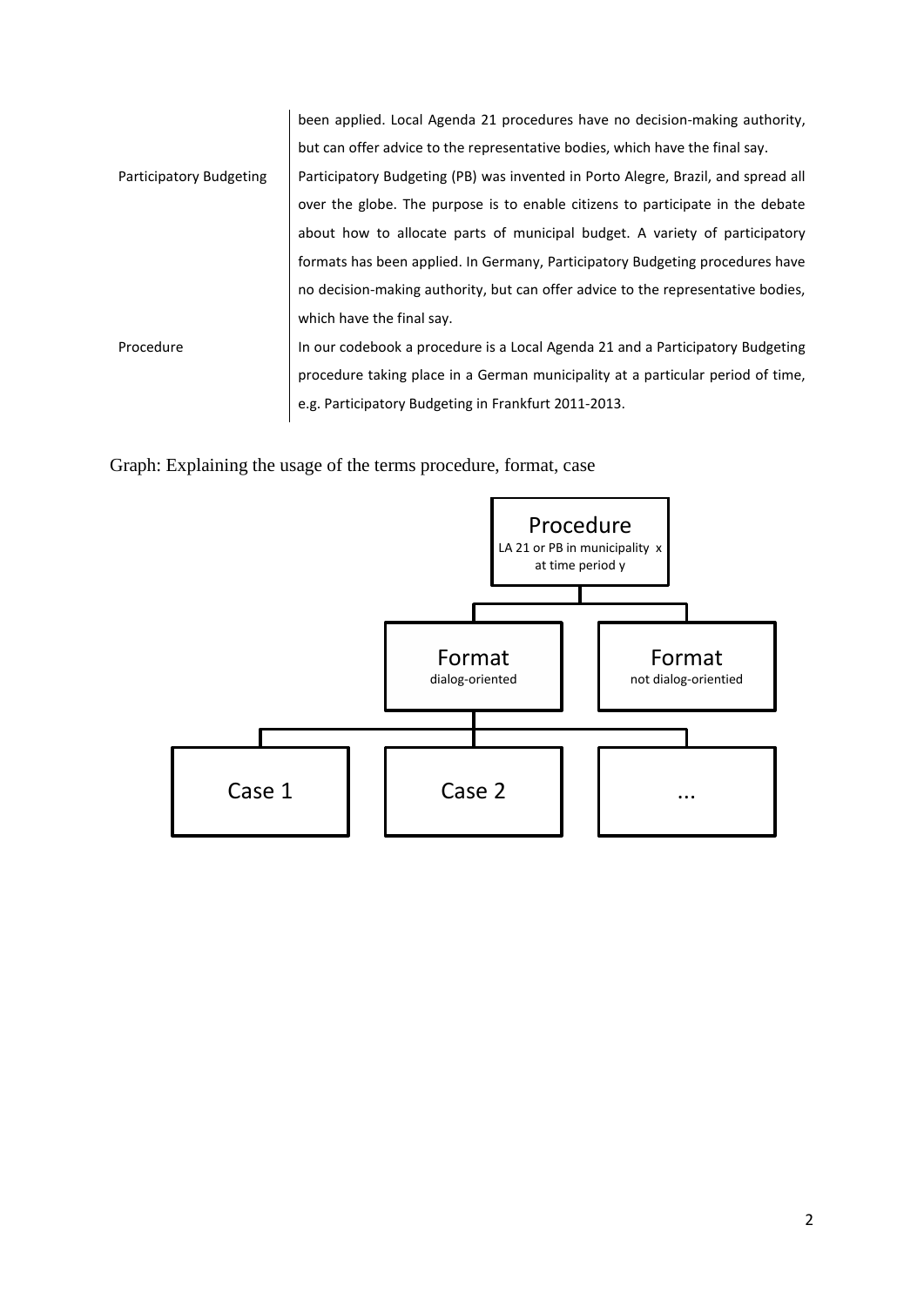| | |
|---|---|
| | been applied. Local Agenda 21 procedures have no decision-making authority, but can offer advice to the representative bodies, which have the final say. |
| Participatory Budgeting | Participatory Budgeting (PB) was invented in Porto Alegre, Brazil, and spread all over the globe. The purpose is to enable citizens to participate in the debate about how to allocate parts of municipal budget. A variety of participatory formats has been applied. In Germany, Participatory Budgeting procedures have no decision-making authority, but can offer advice to the representative bodies, which have the final say. |
| Procedure | In our codebook a procedure is a Local Agenda 21 and a Participatory Budgeting procedure taking place in a German municipality at a particular period of time, e.g. Participatory Budgeting in Frankfurt 2011-2013. |

Graph: Explaining the usage of the terms procedure, format, case

Procedure
LA 21 or PB in municipality x at time period y

Format
dialog-oriented

Format
not dialog-orientied

Case 1

Case 2

...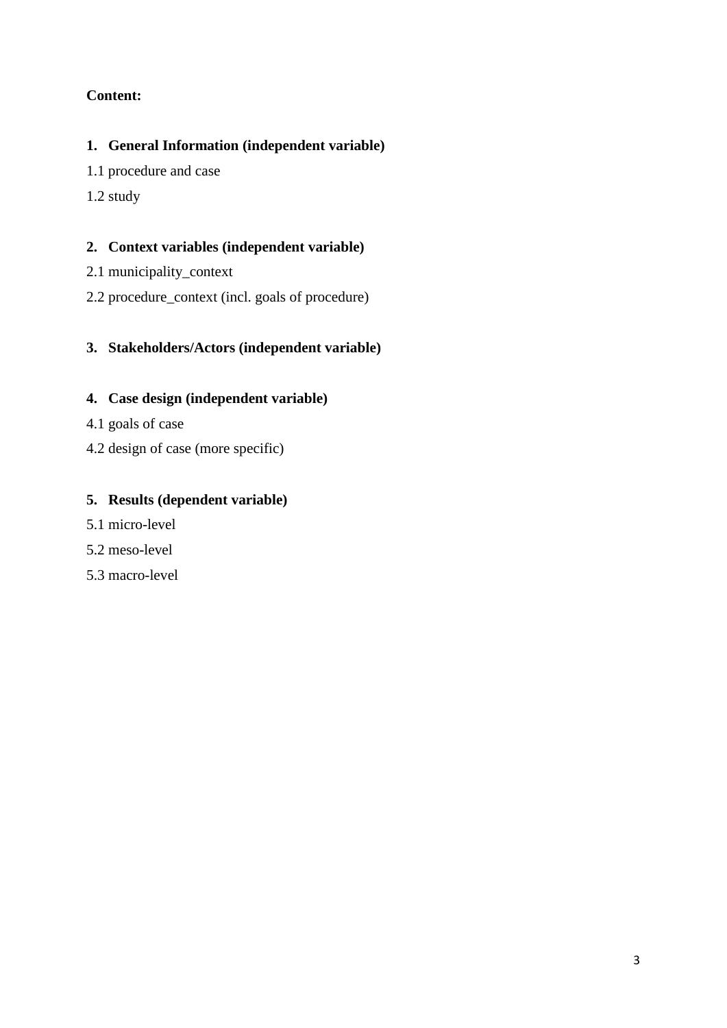**Content:**

1. **General Information (independent variable)**

1.1 procedure and case

1.2 study

2. **Context variables (independent variable)**

2.1 municipality_context

2.2 procedure_context (incl. goals of procedure)

3. **Stakeholders/Actors (independent variable)**

4. **Case design (independent variable)**

4.1 goals of case

4.2 design of case (more specific)

5. **Results (dependent variable)**

5.1 micro-level

5.2 meso-level

5.3 macro-level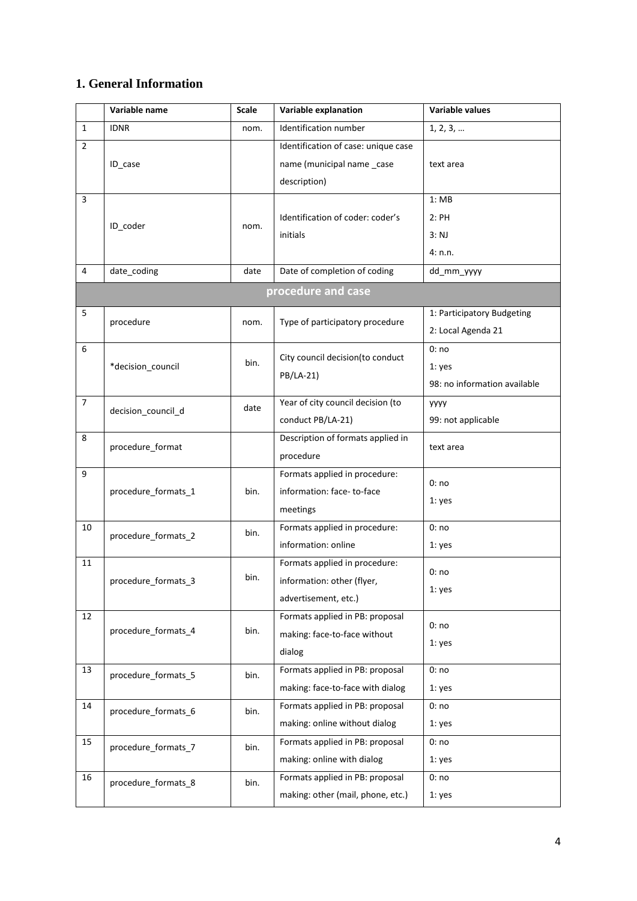# 1. General Information

| | Variable name | Scale | Variable explanation | Variable values |
|---|---|---|---|---|
| 1 | IDNR | nom. | Identification number | 1, 2, 3, … |
| 2 | ID_case | | Identification of case: unique case name (municipal name _case description) | text area |
| 3 | ID_coder | nom. | Identification of coder: coder's initials | 1: MB<br>2: PH<br>3: NJ<br>4: n.n. |
| 4 | date_coding | date | Date of completion of coding | dd_mm_yyyy |
| | | | **procedure and case** | |
| 5 | procedure | nom. | Type of participatory procedure | 1: Participatory Budgeting<br>2: Local Agenda 21 |
| 6 | *decision_council | bin. | City council decision(to conduct PB/LA-21) | 0: no<br>1: yes<br>98: no information available |
| 7 | decision_council_d | date | Year of city council decision (to conduct PB/LA-21) | yyyy<br>99: not applicable |
| 8 | procedure_format | | Description of formats applied in procedure | text area |
| 9 | procedure_formats_1 | bin. | Formats applied in procedure: information: face- to-face meetings | 0: no<br>1: yes |
| 10 | procedure_formats_2 | bin. | Formats applied in procedure: information: online | 0: no<br>1: yes |
| 11 | procedure_formats_3 | bin. | Formats applied in procedure: information: other (flyer, advertisement, etc.) | 0: no<br>1: yes |
| 12 | procedure_formats_4 | bin. | Formats applied in PB: proposal making: face-to-face without dialog | 0: no<br>1: yes |
| 13 | procedure_formats_5 | bin. | Formats applied in PB: proposal making: face-to-face with dialog | 0: no<br>1: yes |
| 14 | procedure_formats_6 | bin. | Formats applied in PB: proposal making: online without dialog | 0: no<br>1: yes |
| 15 | procedure_formats_7 | bin. | Formats applied in PB: proposal making: online with dialog | 0: no<br>1: yes |
| 16 | procedure_formats_8 | bin. | Formats applied in PB: proposal making: other (mail, phone, etc.) | 0: no<br>1: yes |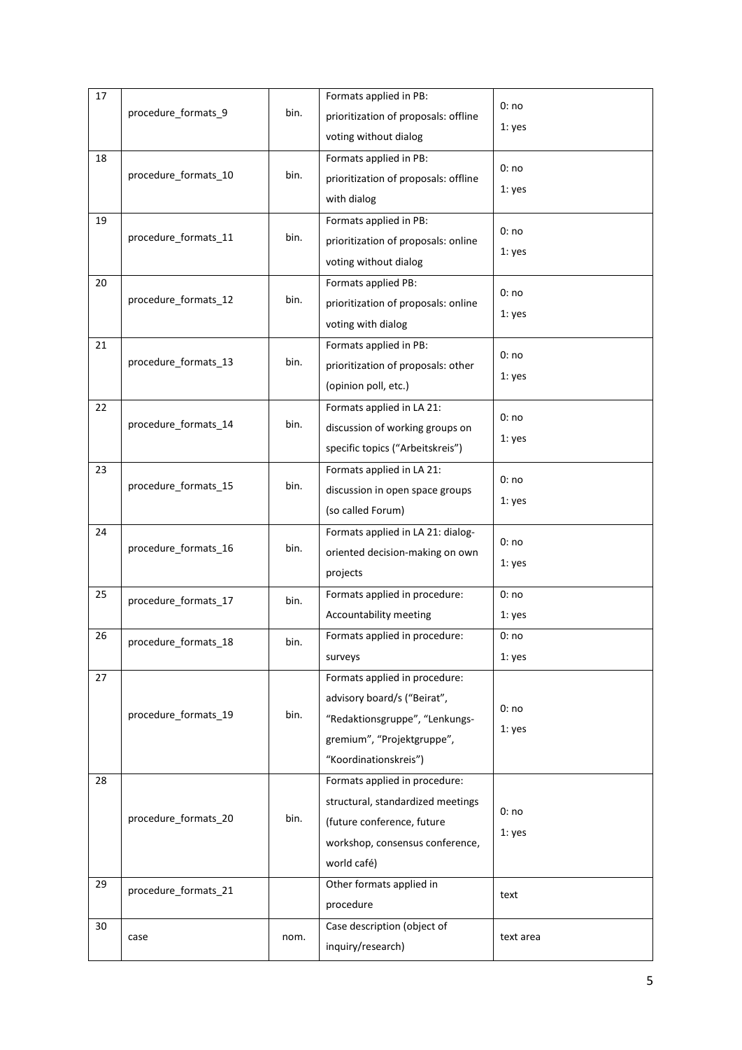| 17 | procedure_formats_9 | bin. | Formats applied in PB: prioritization of proposals: offline voting without dialog | 0: no<br>1: yes |
|---|---|---|---|---|
| 18 | procedure_formats_10 | bin. | Formats applied in PB: prioritization of proposals: offline with dialog | 0: no<br>1: yes |
| 19 | procedure_formats_11 | bin. | Formats applied in PB: prioritization of proposals: online voting without dialog | 0: no<br>1: yes |
| 20 | procedure_formats_12 | bin. | Formats applied PB: prioritization of proposals: online voting with dialog | 0: no<br>1: yes |
| 21 | procedure_formats_13 | bin. | Formats applied in PB: prioritization of proposals: other (opinion poll, etc.) | 0: no<br>1: yes |
| 22 | procedure_formats_14 | bin. | Formats applied in LA 21: discussion of working groups on specific topics ("Arbeitskreis") | 0: no<br>1: yes |
| 23 | procedure_formats_15 | bin. | Formats applied in LA 21: discussion in open space groups (so called Forum) | 0: no<br>1: yes |
| 24 | procedure_formats_16 | bin. | Formats applied in LA 21: dialog-oriented decision-making on own projects | 0: no<br>1: yes |
| 25 | procedure_formats_17 | bin. | Formats applied in procedure: Accountability meeting | 0: no<br>1: yes |
| 26 | procedure_formats_18 | bin. | Formats applied in procedure: surveys | 0: no<br>1: yes |
| 27 | procedure_formats_19 | bin. | Formats applied in procedure: advisory board/s ("Beirat", "Redaktionsgruppe", "Lenkungs-gremium", "Projektgruppe", "Koordinationskreis") | 0: no<br>1: yes |
| 28 | procedure_formats_20 | bin. | Formats applied in procedure: structural, standardized meetings (future conference, future workshop, consensus conference, world café) | 0: no<br>1: yes |
| 29 | procedure_formats_21 | | Other formats applied in procedure | text |
| 30 | case | nom. | Case description (object of inquiry/research) | text area |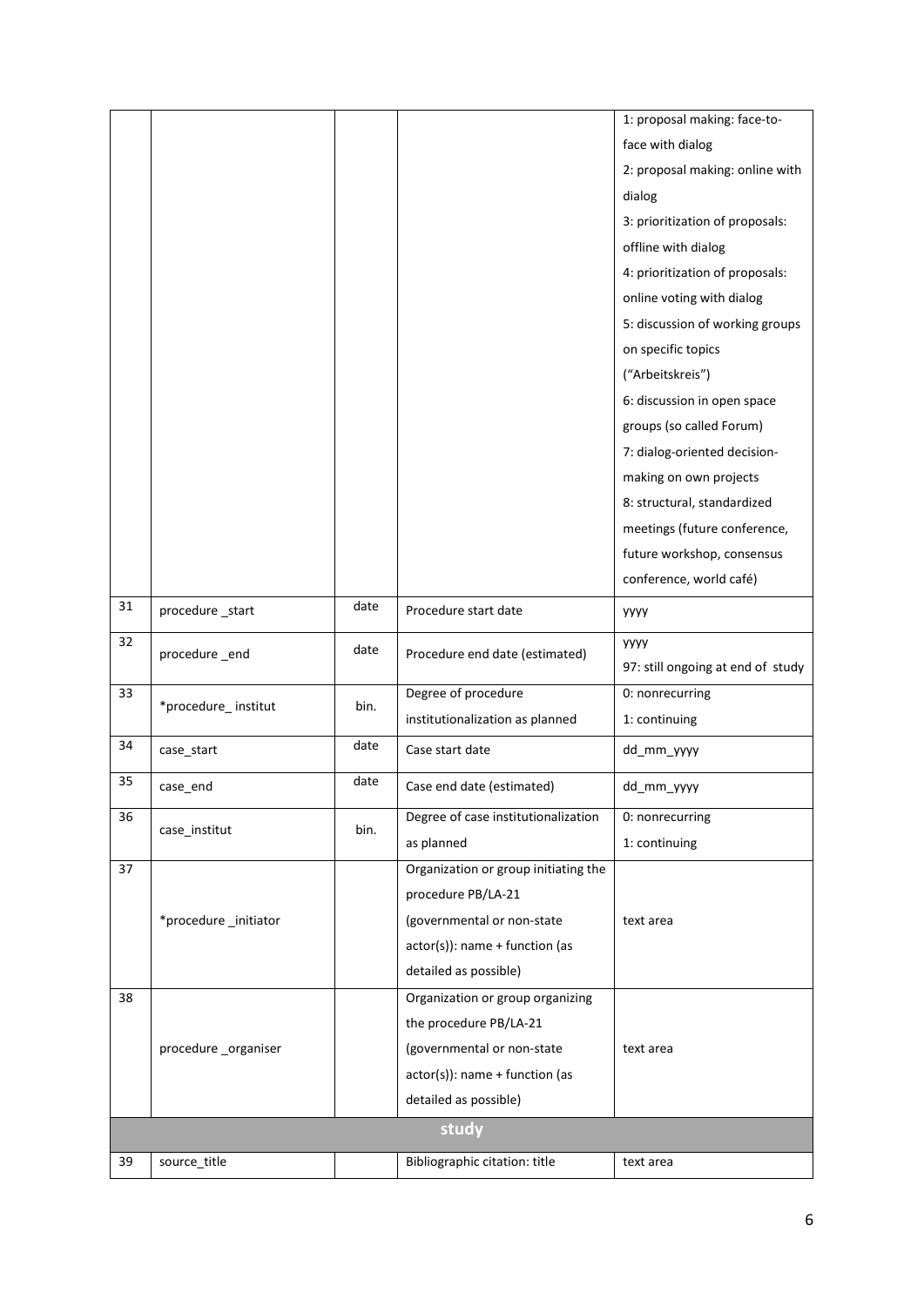| | | | | |
|---|---|---|---|---|
| | | | | 1: proposal making: face-to-face with dialog<br>2: proposal making: online with dialog<br>3: prioritization of proposals: offline with dialog<br>4: prioritization of proposals: online voting with dialog<br>5: discussion of working groups on specific topics ("Arbeitskreis")<br>6: discussion in open space groups (so called Forum)<br>7: dialog-oriented decision-making on own projects<br>8: structural, standardized meetings (future conference, future workshop, consensus conference, world café) |
| 31 | procedure _start | date | Procedure start date | yyyy |
| 32 | procedure _end | date | Procedure end date (estimated) | yyyy<br>97: still ongoing at end of study |
| 33 | *procedure_ institut | bin. | Degree of procedure institutionalization as planned | 0: nonrecurring<br>1: continuing |
| 34 | case_start | date | Case start date | dd_mm_yyyy |
| 35 | case_end | date | Case end date (estimated) | dd_mm_yyyy |
| 36 | case_institut | bin. | Degree of case institutionalization as planned | 0: nonrecurring<br>1: continuing |
| 37 | *procedure _initiator | | Organization or group initiating the procedure PB/LA-21 (governmental or non-state actor(s)): name + function (as detailed as possible) | text area |
| 38 | procedure _organiser | | Organization or group organizing the procedure PB/LA-21 (governmental or non-state actor(s)): name + function (as detailed as possible) | text area |
| | | | **study** | |
| 39 | source_title | | Bibliographic citation: title | text area |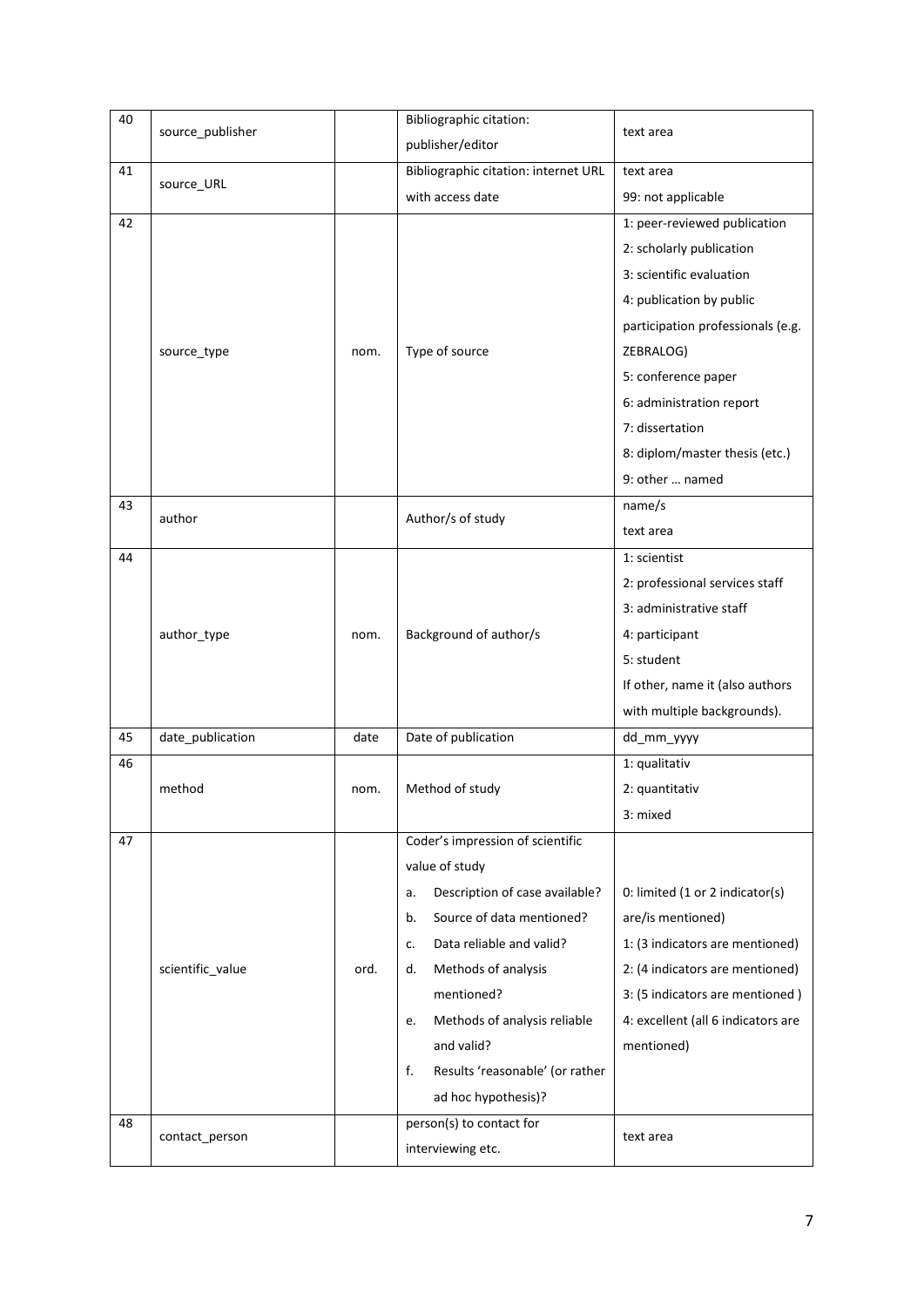| 40 | source_publisher | | Bibliographic citation: publisher/editor | text area |
|---|---|---|---|---|
| 41 | source_URL | | Bibliographic citation: internet URL with access date | text area<br>99: not applicable |
| 42 | source_type | nom. | Type of source | 1: peer-reviewed publication<br>2: scholarly publication<br>3: scientific evaluation<br>4: publication by public participation professionals (e.g. ZEBRALOG)<br>5: conference paper<br>6: administration report<br>7: dissertation<br>8: diplom/master thesis (etc.)<br>9: other … named |
| 43 | author | | Author/s of study | name/s<br>text area |
| 44 | author_type | nom. | Background of author/s | 1: scientist<br>2: professional services staff<br>3: administrative staff<br>4: participant<br>5: student<br>If other, name it (also authors with multiple backgrounds). |
| 45 | date_publication | date | Date of publication | dd_mm_yyyy |
| 46 | method | nom. | Method of study | 1: qualitativ<br>2: quantitativ<br>3: mixed |
| 47 | scientific_value | ord. | Coder's impression of scientific value of study<br>a. Description of case available?<br>b. Source of data mentioned?<br>c. Data reliable and valid?<br>d. Methods of analysis mentioned?<br>e. Methods of analysis reliable and valid?<br>f. Results 'reasonable' (or rather ad hoc hypothesis)? | 0: limited (1 or 2 indicator(s) are/is mentioned)<br>1: (3 indicators are mentioned)<br>2: (4 indicators are mentioned)<br>3: (5 indicators are mentioned )<br>4: excellent (all 6 indicators are mentioned) |
| 48 | contact_person | | person(s) to contact for interviewing etc. | text area |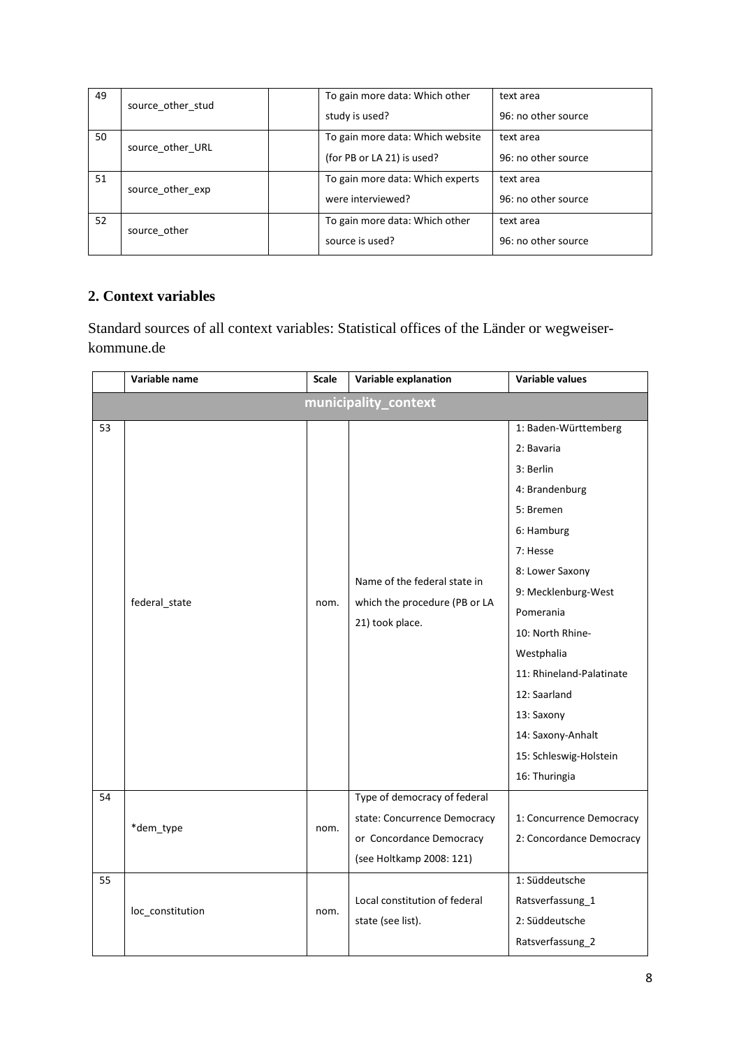| | | | | |
|---|---|---|---|---|
| 49 | source_other_stud | | To gain more data: Which other study is used? | text area<br>96: no other source |
| 50 | source_other_URL | | To gain more data: Which website (for PB or LA 21) is used? | text area<br>96: no other source |
| 51 | source_other_exp | | To gain more data: Which experts were interviewed? | text area<br>96: no other source |
| 52 | source_other | | To gain more data: Which other source is used? | text area<br>96: no other source |

## 2. Context variables

Standard sources of all context variables: Statistical offices of the Länder or wegweiser-kommune.de

| | Variable name | Scale | Variable explanation | Variable values |
|---|---|---|---|---|
| | | | **municipality_context** | |
| 53 | federal_state | nom. | Name of the federal state in which the procedure (PB or LA 21) took place. | 1: Baden-Württemberg<br>2: Bavaria<br>3: Berlin<br>4: Brandenburg<br>5: Bremen<br>6: Hamburg<br>7: Hesse<br>8: Lower Saxony<br>9: Mecklenburg-West Pomerania<br>10: North Rhine-Westphalia<br>11: Rhineland-Palatinate<br>12: Saarland<br>13: Saxony<br>14: Saxony-Anhalt<br>15: Schleswig-Holstein<br>16: Thuringia |
| 54 | *dem_type | nom. | Type of democracy of federal state: Concurrence Democracy or Concordance Democracy (see Holtkamp 2008: 121) | 1: Concurrence Democracy<br>2: Concordance Democracy |
| 55 | loc_constitution | nom. | Local constitution of federal state (see list). | 1: Süddeutsche Ratsverfassung_1<br>2: Süddeutsche Ratsverfassung_2 |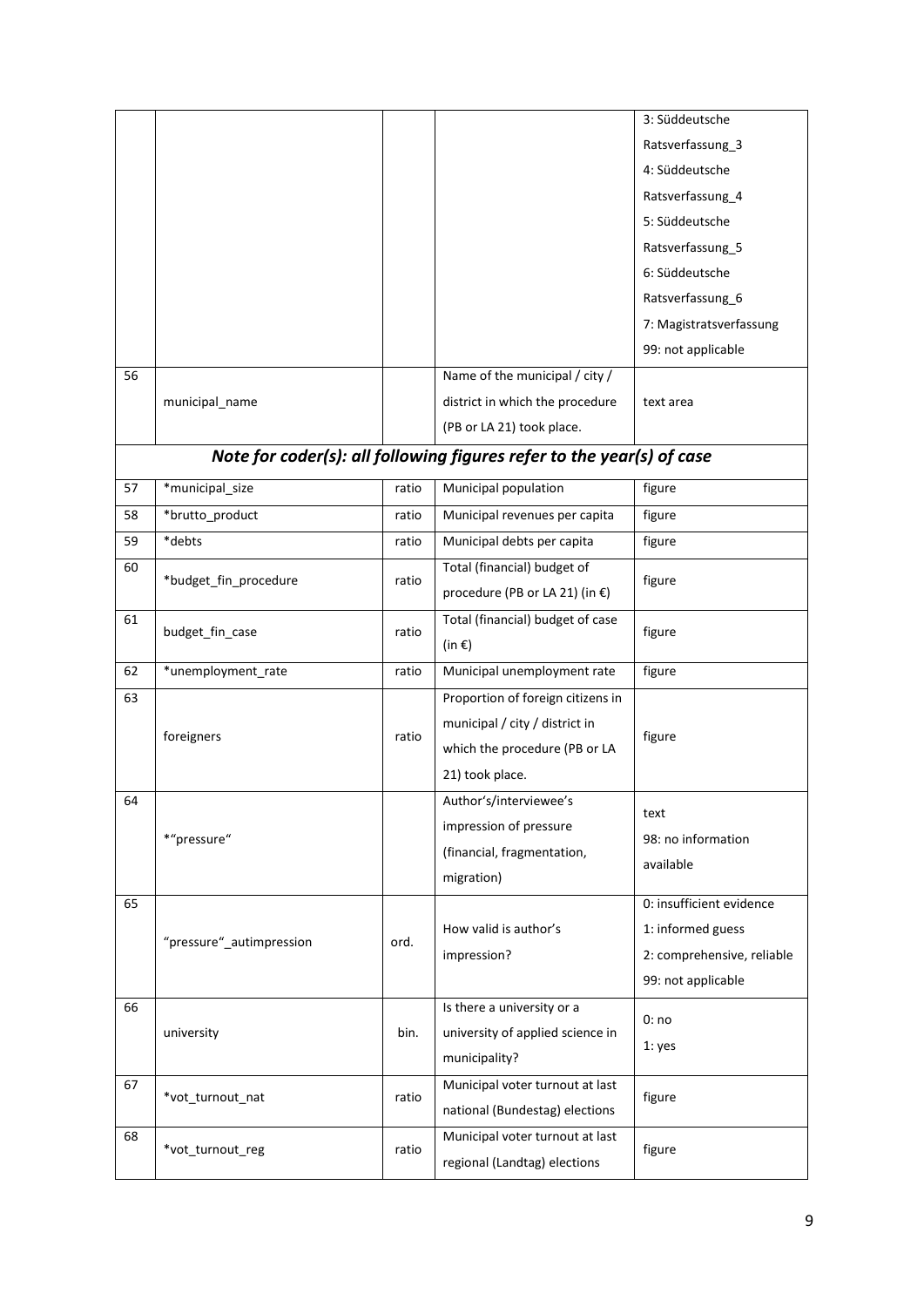|  |  |  |  | 3: Süddeutsche Ratsverfassung_3<br>4: Süddeutsche Ratsverfassung_4<br>5: Süddeutsche Ratsverfassung_5<br>6: Süddeutsche Ratsverfassung_6<br>7: Magistratsverfassung<br>99: not applicable |
|---|---|---|---|---|
| 56 | municipal_name |  | Name of the municipal / city / district in which the procedure (PB or LA 21) took place. | text area |
| ***Note for coder(s): all following figures refer to the year(s) of case*** | | | | |
| 57 | *municipal_size | ratio | Municipal population | figure |
| 58 | *brutto_product | ratio | Municipal revenues per capita | figure |
| 59 | *debts | ratio | Municipal debts per capita | figure |
| 60 | *budget_fin_procedure | ratio | Total (financial) budget of procedure (PB or LA 21) (in €) | figure |
| 61 | budget_fin_case | ratio | Total (financial) budget of case (in €) | figure |
| 62 | *unemployment_rate | ratio | Municipal unemployment rate | figure |
| 63 | foreigners | ratio | Proportion of foreign citizens in municipal / city / district in which the procedure (PB or LA 21) took place. | figure |
| 64 | *"pressure" |  | Author's/interviewee's impression of pressure (financial, fragmentation, migration) | text<br>98: no information available |
| 65 | "pressure"_autimpression | ord. | How valid is author's impression? | 0: insufficient evidence<br>1: informed guess<br>2: comprehensive, reliable<br>99: not applicable |
| 66 | university | bin. | Is there a university or a university of applied science in municipality? | 0: no<br>1: yes |
| 67 | *vot_turnout_nat | ratio | Municipal voter turnout at last national (Bundestag) elections | figure |
| 68 | *vot_turnout_reg | ratio | Municipal voter turnout at last regional (Landtag) elections | figure |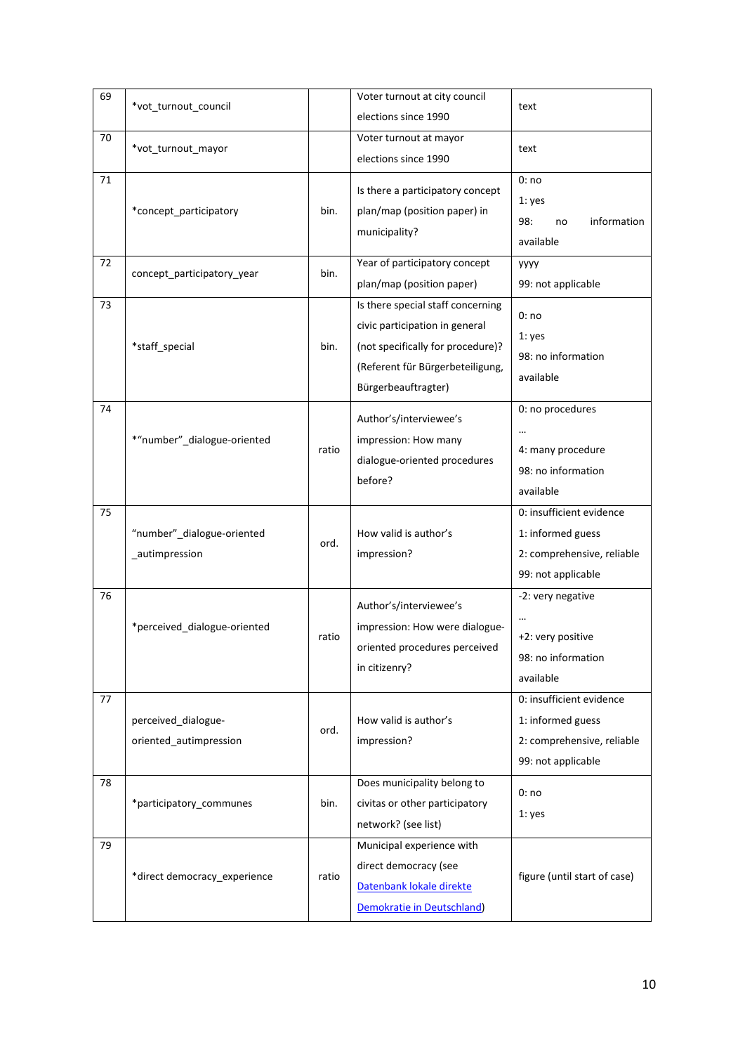| 69 | *vot_turnout_council | | Voter turnout at city council elections since 1990 | text |
|---|---|---|---|---|
| 70 | *vot_turnout_mayor | | Voter turnout at mayor elections since 1990 | text |
| 71 | *concept_participatory | bin. | Is there a participatory concept plan/map (position paper) in municipality? | 0: no<br>1: yes<br>98: no information available |
| 72 | concept_participatory_year | bin. | Year of participatory concept plan/map (position paper) | yyyy<br>99: not applicable |
| 73 | *staff_special | bin. | Is there special staff concerning civic participation in general (not specifically for procedure)? (Referent für Bürgerbeteiligung, Bürgerbeauftragter) | 0: no<br>1: yes<br>98: no information available |
| 74 | *"number"_dialogue-oriented | ratio | Author's/interviewee's impression: How many dialogue-oriented procedures before? | 0: no procedures<br>…<br>4: many procedure<br>98: no information available |
| 75 | "number"_dialogue-oriented _autimpression | ord. | How valid is author's impression? | 0: insufficient evidence<br>1: informed guess<br>2: comprehensive, reliable<br>99: not applicable |
| 76 | *perceived_dialogue-oriented | ratio | Author's/interviewee's impression: How were dialogue-oriented procedures perceived in citizenry? | -2: very negative<br>…<br>+2: very positive<br>98: no information available |
| 77 | perceived_dialogue-oriented_autimpression | ord. | How valid is author's impression? | 0: insufficient evidence<br>1: informed guess<br>2: comprehensive, reliable<br>99: not applicable |
| 78 | *participatory_communes | bin. | Does municipality belong to civitas or other participatory network? (see list) | 0: no<br>1: yes |
| 79 | *direct democracy_experience | ratio | Municipal experience with direct democracy (see Datenbank lokale direkte Demokratie in Deutschland) | figure (until start of case) |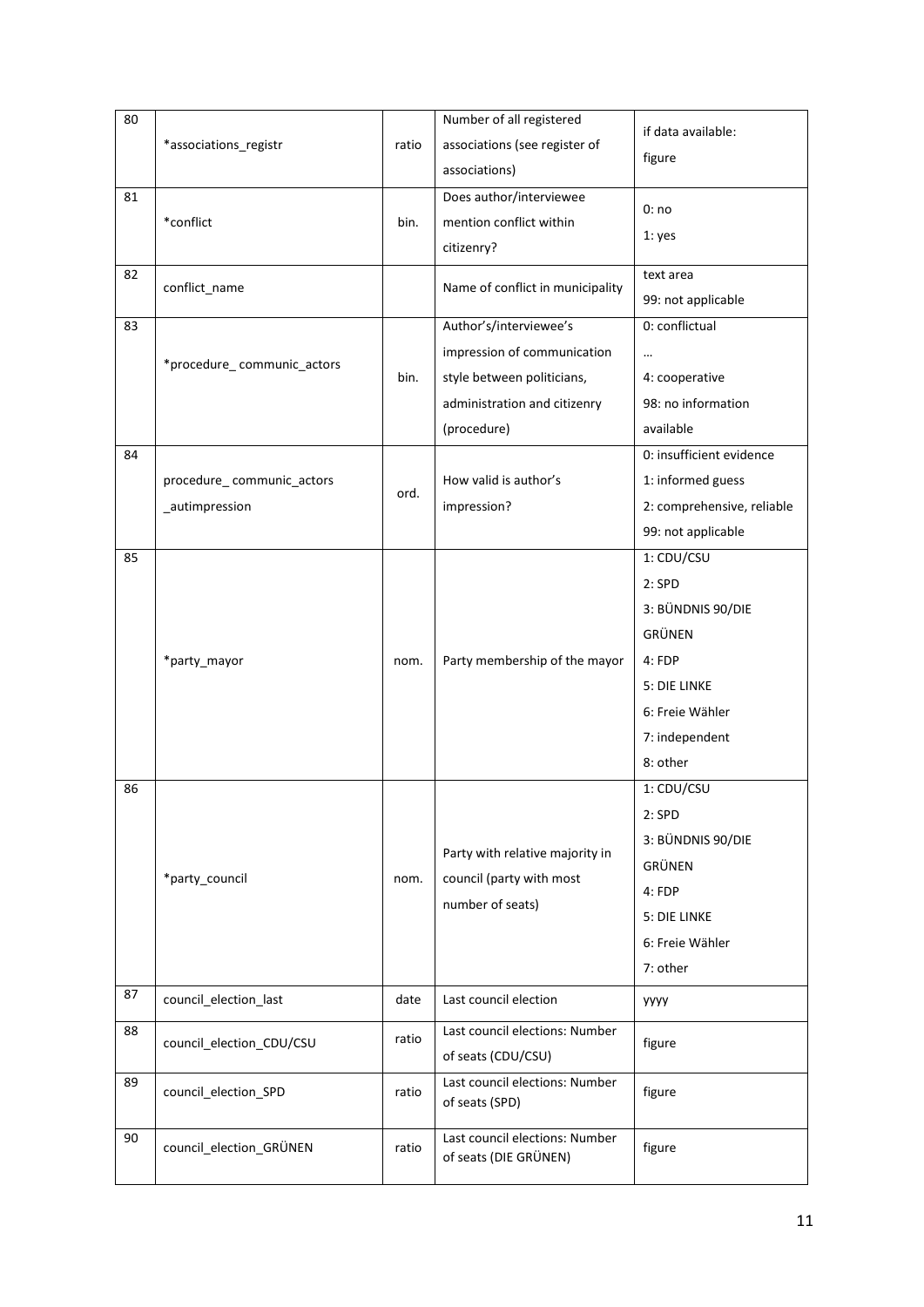| 80 | *associations_registr | ratio | Number of all registered associations (see register of associations) | if data available: figure |
|---|---|---|---|---|
| 81 | *conflict | bin. | Does author/interviewee mention conflict within citizenry? | 0: no<br>1: yes |
| 82 | conflict_name | | Name of conflict in municipality | text area<br>99: not applicable |
| 83 | *procedure_ communic_actors | bin. | Author's/interviewee's impression of communication style between politicians, administration and citizenry (procedure) | 0: conflictual<br>…<br>4: cooperative<br>98: no information available |
| 84 | procedure_ communic_actors _autimpression | ord. | How valid is author's impression? | 0: insufficient evidence<br>1: informed guess<br>2: comprehensive, reliable<br>99: not applicable |
| 85 | *party_mayor | nom. | Party membership of the mayor | 1: CDU/CSU<br>2: SPD<br>3: BÜNDNIS 90/DIE GRÜNEN<br>4: FDP<br>5: DIE LINKE<br>6: Freie Wähler<br>7: independent<br>8: other |
| 86 | *party_council | nom. | Party with relative majority in council (party with most number of seats) | 1: CDU/CSU<br>2: SPD<br>3: BÜNDNIS 90/DIE GRÜNEN<br>4: FDP<br>5: DIE LINKE<br>6: Freie Wähler<br>7: other |
| 87 | council_election_last | date | Last council election | yyyy |
| 88 | council_election_CDU/CSU | ratio | Last council elections: Number of seats (CDU/CSU) | figure |
| 89 | council_election_SPD | ratio | Last council elections: Number of seats (SPD) | figure |
| 90 | council_election_GRÜNEN | ratio | Last council elections: Number of seats (DIE GRÜNEN) | figure |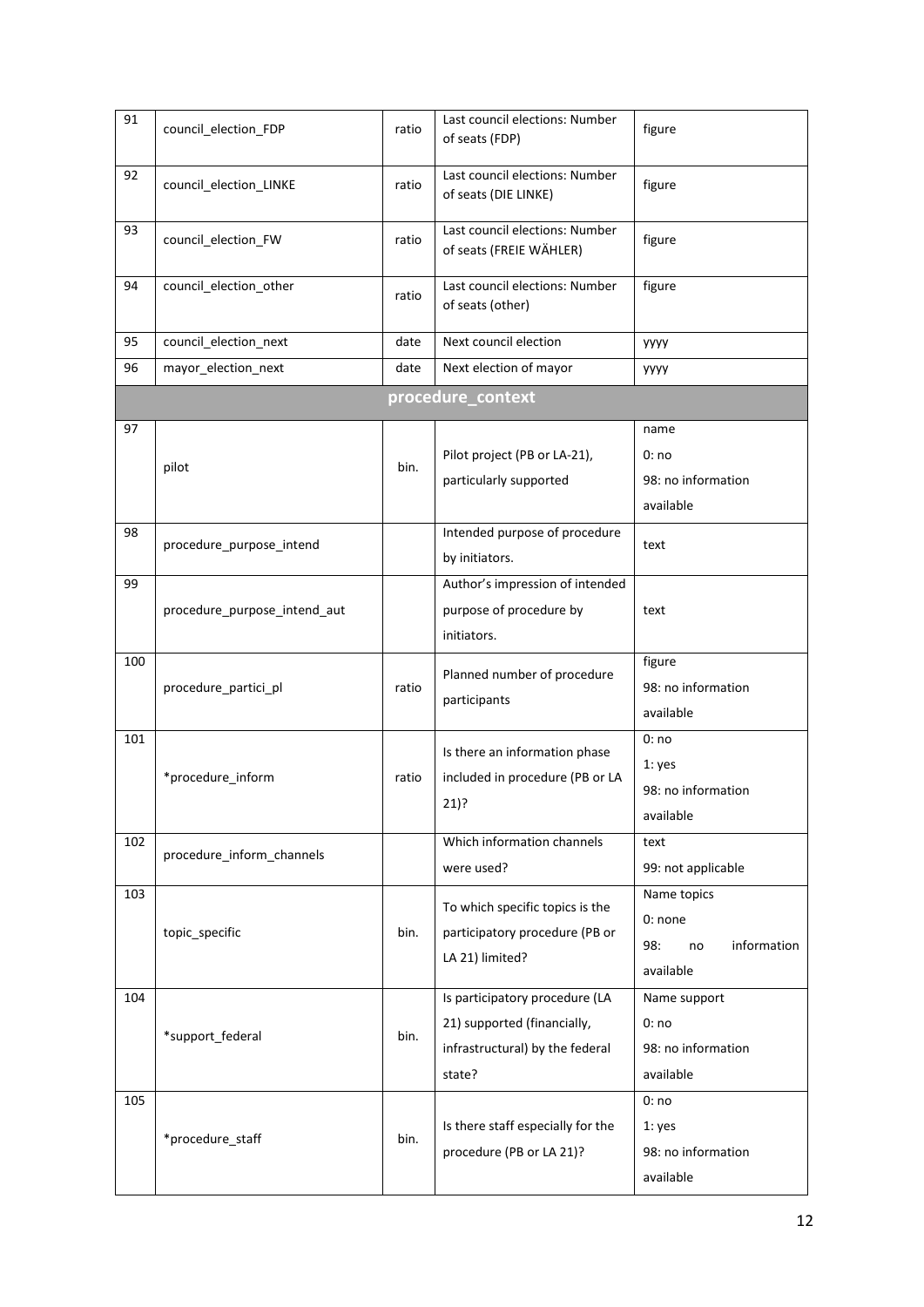| 91 | council_election_FDP | ratio | Last council elections: Number of seats (FDP) | figure |
|---|---|---|---|---|
| 92 | council_election_LINKE | ratio | Last council elections: Number of seats (DIE LINKE) | figure |
| 93 | council_election_FW | ratio | Last council elections: Number of seats (FREIE WÄHLER) | figure |
| 94 | council_election_other | ratio | Last council elections: Number of seats (other) | figure |
| 95 | council_election_next | date | Next council election | yyyy |
| 96 | mayor_election_next | date | Next election of mayor | yyyy |
| | | | **procedure_context** | |
| 97 | pilot | bin. | Pilot project (PB or LA-21), particularly supported | name<br>0: no<br>98: no information available |
| 98 | procedure_purpose_intend | | Intended purpose of procedure by initiators. | text |
| 99 | procedure_purpose_intend_aut | | Author's impression of intended purpose of procedure by initiators. | text |
| 100 | procedure_partici_pl | ratio | Planned number of procedure participants | figure<br>98: no information available |
| 101 | *procedure_inform | ratio | Is there an information phase included in procedure (PB or LA 21)? | 0: no<br>1: yes<br>98: no information available |
| 102 | procedure_inform_channels | | Which information channels were used? | text<br>99: not applicable |
| 103 | topic_specific | bin. | To which specific topics is the participatory procedure (PB or LA 21) limited? | Name topics<br>0: none<br>98: no information available |
| 104 | *support_federal | bin. | Is participatory procedure (LA 21) supported (financially, infrastructural) by the federal state? | Name support<br>0: no<br>98: no information available |
| 105 | *procedure_staff | bin. | Is there staff especially for the procedure (PB or LA 21)? | 0: no<br>1: yes<br>98: no information available |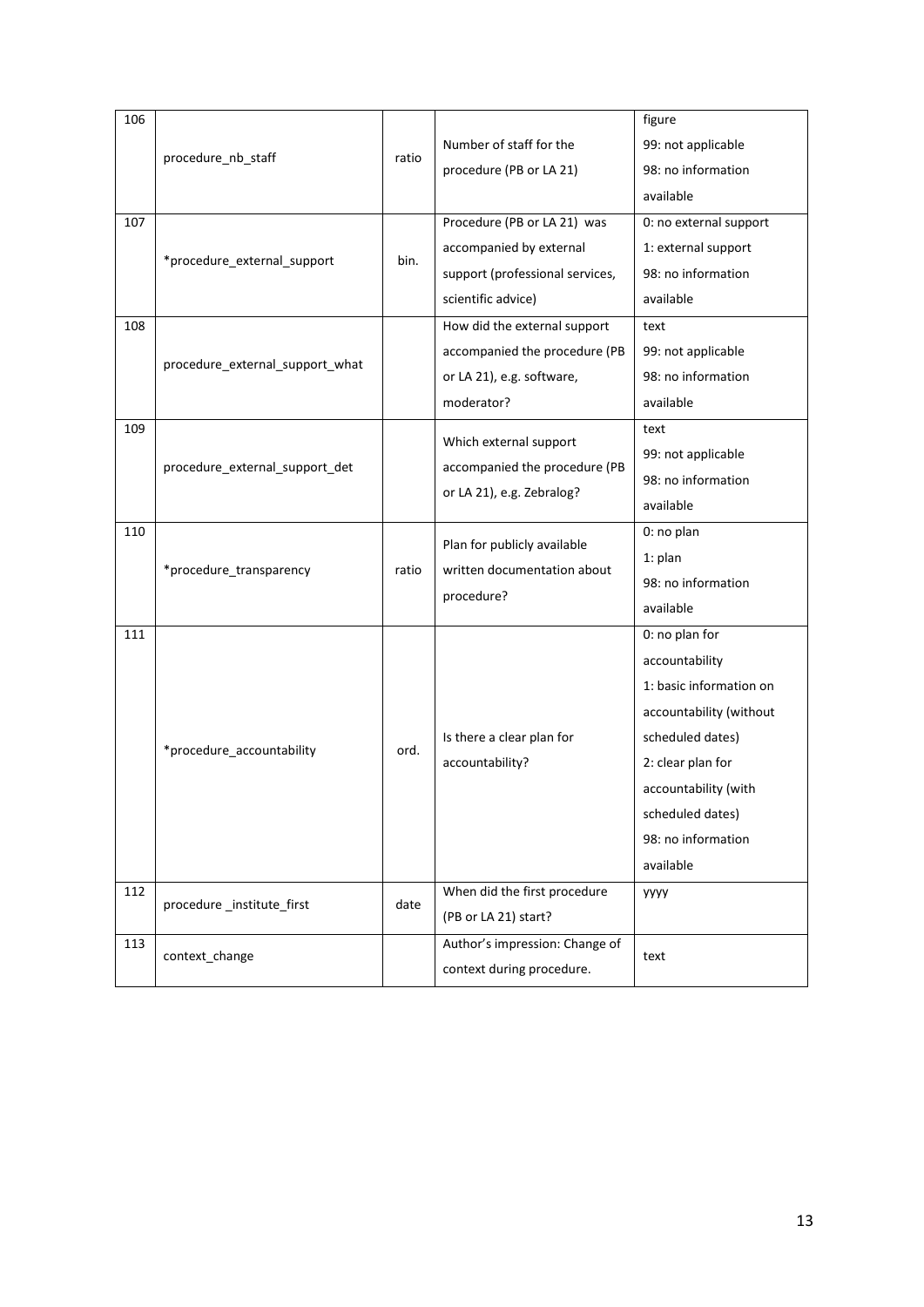| 106 | procedure_nb_staff | ratio | Number of staff for the procedure (PB or LA 21) | figure<br>99: not applicable<br>98: no information available |
|---|---|---|---|---|
| 107 | *procedure_external_support | bin. | Procedure (PB or LA 21) was accompanied by external support (professional services, scientific advice) | 0: no external support<br>1: external support<br>98: no information available |
| 108 | procedure_external_support_what | | How did the external support accompanied the procedure (PB or LA 21), e.g. software, moderator? | text<br>99: not applicable<br>98: no information available |
| 109 | procedure_external_support_det | | Which external support accompanied the procedure (PB or LA 21), e.g. Zebralog? | text<br>99: not applicable<br>98: no information available |
| 110 | *procedure_transparency | ratio | Plan for publicly available written documentation about procedure? | 0: no plan<br>1: plan<br>98: no information available |
| 111 | *procedure_accountability | ord. | Is there a clear plan for accountability? | 0: no plan for accountability<br>1: basic information on accountability (without scheduled dates)<br>2: clear plan for accountability (with scheduled dates)<br>98: no information available |
| 112 | procedure _institute_first | date | When did the first procedure (PB or LA 21) start? | yyyy |
| 113 | context_change | | Author's impression: Change of context during procedure. | text |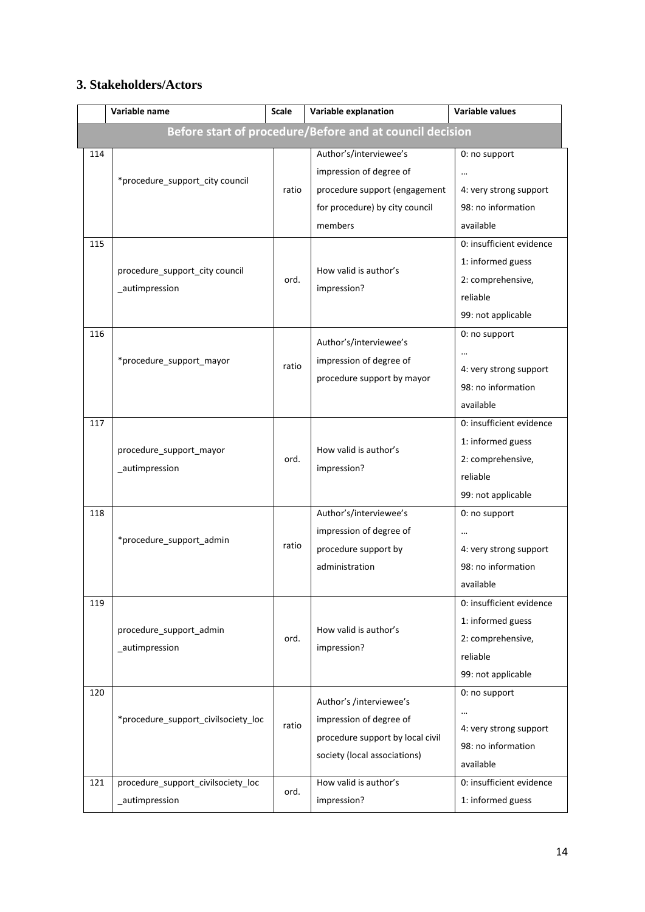## 3. Stakeholders/Actors

| | Variable name | Scale | Variable explanation | Variable values |
|---|---|---|---|---|
| **Before start of procedure/Before and at council decision** | | | | |
| 114 | *procedure_support_city council | ratio | Author's/interviewee's impression of degree of procedure support (engagement for procedure) by city council members | 0: no support<br>…<br>4: very strong support<br>98: no information available |
| 115 | procedure_support_city council _autimpression | ord. | How valid is author's impression? | 0: insufficient evidence<br>1: informed guess<br>2: comprehensive, reliable<br>99: not applicable |
| 116 | *procedure_support_mayor | ratio | Author's/interviewee's impression of degree of procedure support by mayor | 0: no support<br>…<br>4: very strong support<br>98: no information available |
| 117 | procedure_support_mayor _autimpression | ord. | How valid is author's impression? | 0: insufficient evidence<br>1: informed guess<br>2: comprehensive, reliable<br>99: not applicable |
| 118 | *procedure_support_admin | ratio | Author's/interviewee's impression of degree of procedure support by administration | 0: no support<br>…<br>4: very strong support<br>98: no information available |
| 119 | procedure_support_admin _autimpression | ord. | How valid is author's impression? | 0: insufficient evidence<br>1: informed guess<br>2: comprehensive, reliable<br>99: not applicable |
| 120 | *procedure_support_civilsociety_loc | ratio | Author's /interviewee's impression of degree of procedure support by local civil society (local associations) | 0: no support<br>…<br>4: very strong support<br>98: no information available |
| 121 | procedure_support_civilsociety_loc _autimpression | ord. | How valid is author's impression? | 0: insufficient evidence<br>1: informed guess |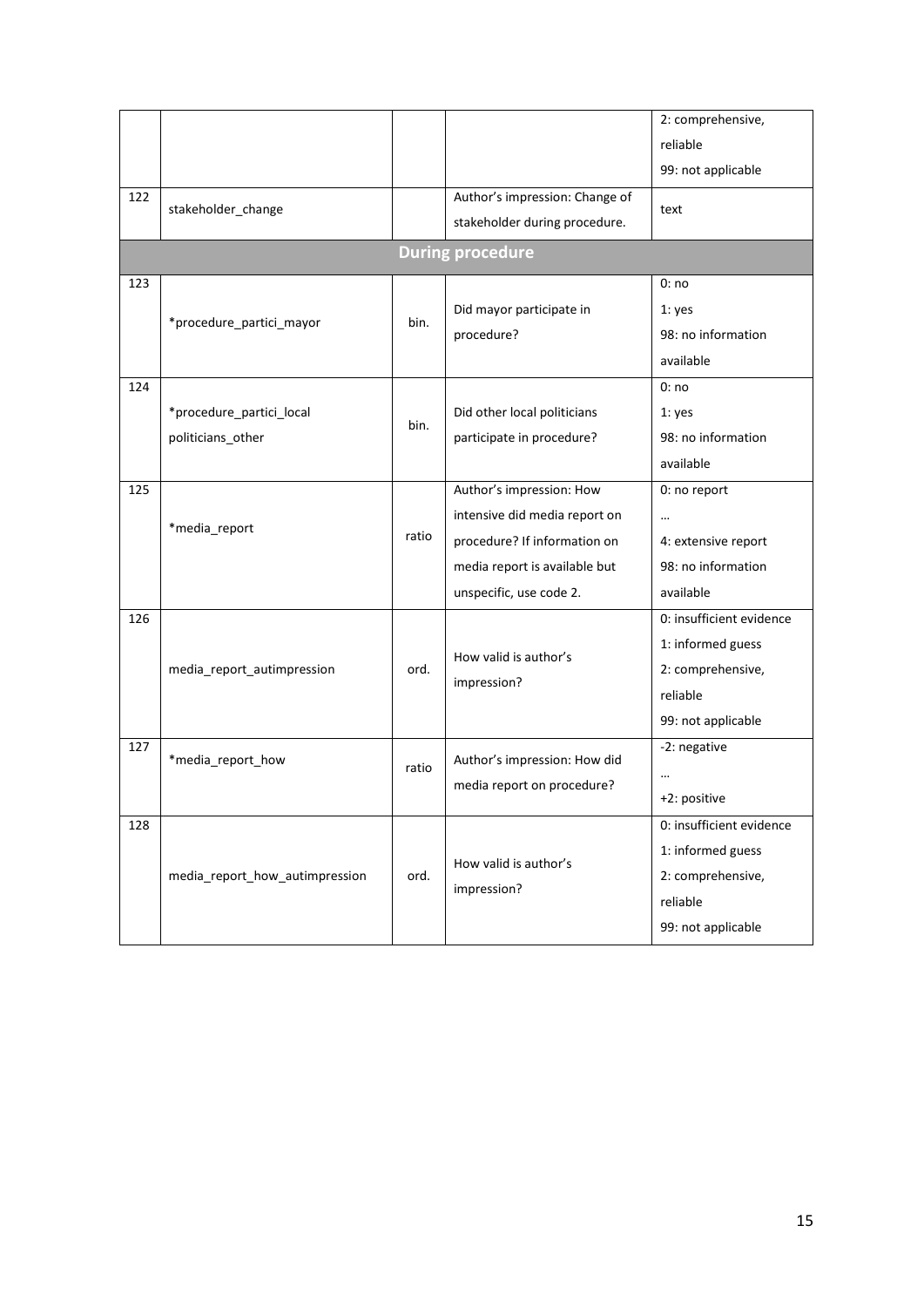| | | | | |
|---|---|---|---|---|
| | | | | 2: comprehensive, reliable<br>99: not applicable |
| 122 | stakeholder_change | | Author's impression: Change of stakeholder during procedure. | text |
| | | **During procedure** | | |
| 123 | *procedure_partici_mayor | bin. | Did mayor participate in procedure? | 0: no<br>1: yes<br>98: no information available |
| 124 | *procedure_partici_local politicians_other | bin. | Did other local politicians participate in procedure? | 0: no<br>1: yes<br>98: no information available |
| 125 | *media_report | ratio | Author's impression: How intensive did media report on procedure? If information on media report is available but unspecific, use code 2. | 0: no report<br>…<br>4: extensive report<br>98: no information available |
| 126 | media_report_autimpression | ord. | How valid is author's impression? | 0: insufficient evidence<br>1: informed guess<br>2: comprehensive, reliable<br>99: not applicable |
| 127 | *media_report_how | ratio | Author's impression: How did media report on procedure? | -2: negative<br>…<br>+2: positive |
| 128 | media_report_how_autimpression | ord. | How valid is author's impression? | 0: insufficient evidence<br>1: informed guess<br>2: comprehensive, reliable<br>99: not applicable |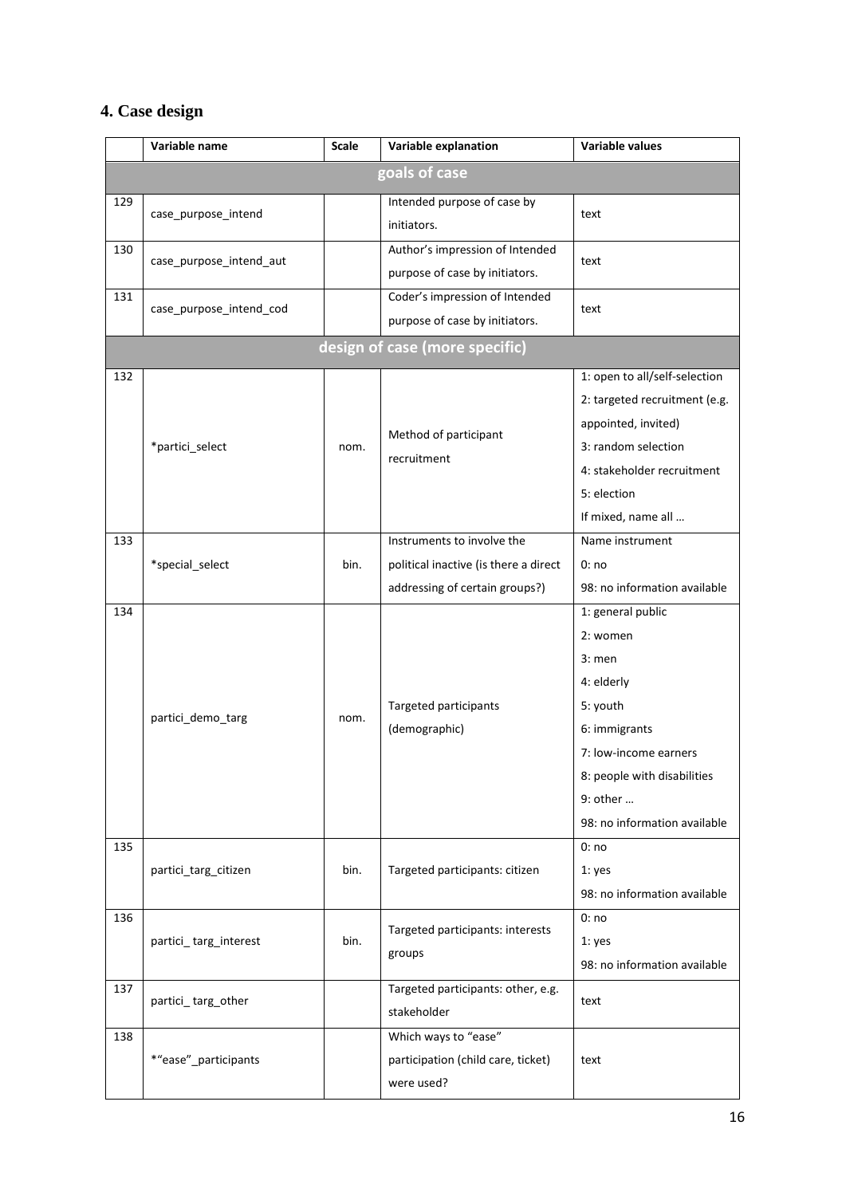## 4. Case design

| | Variable name | Scale | Variable explanation | Variable values |
|---|---|---|---|---|
| **goals of case** | | | | |
| 129 | case_purpose_intend | | Intended purpose of case by initiators. | text |
| 130 | case_purpose_intend_aut | | Author's impression of Intended purpose of case by initiators. | text |
| 131 | case_purpose_intend_cod | | Coder's impression of Intended purpose of case by initiators. | text |
| **design of case (more specific)** | | | | |
| 132 | *partici_select | nom. | Method of participant recruitment | 1: open to all/self-selection<br>2: targeted recruitment (e.g. appointed, invited)<br>3: random selection<br>4: stakeholder recruitment<br>5: election<br>If mixed, name all … |
| 133 | *special_select | bin. | Instruments to involve the political inactive (is there a direct addressing of certain groups?) | Name instrument<br>0: no<br>98: no information available |
| 134 | partici_demo_targ | nom. | Targeted participants (demographic) | 1: general public<br>2: women<br>3: men<br>4: elderly<br>5: youth<br>6: immigrants<br>7: low-income earners<br>8: people with disabilities<br>9: other …<br>98: no information available |
| 135 | partici_targ_citizen | bin. | Targeted participants: citizen | 0: no<br>1: yes<br>98: no information available |
| 136 | partici_ targ_interest | bin. | Targeted participants: interests groups | 0: no<br>1: yes<br>98: no information available |
| 137 | partici_ targ_other | | Targeted participants: other, e.g. stakeholder | text |
| 138 | *"ease"_participants | | Which ways to "ease" participation (child care, ticket) were used? | text |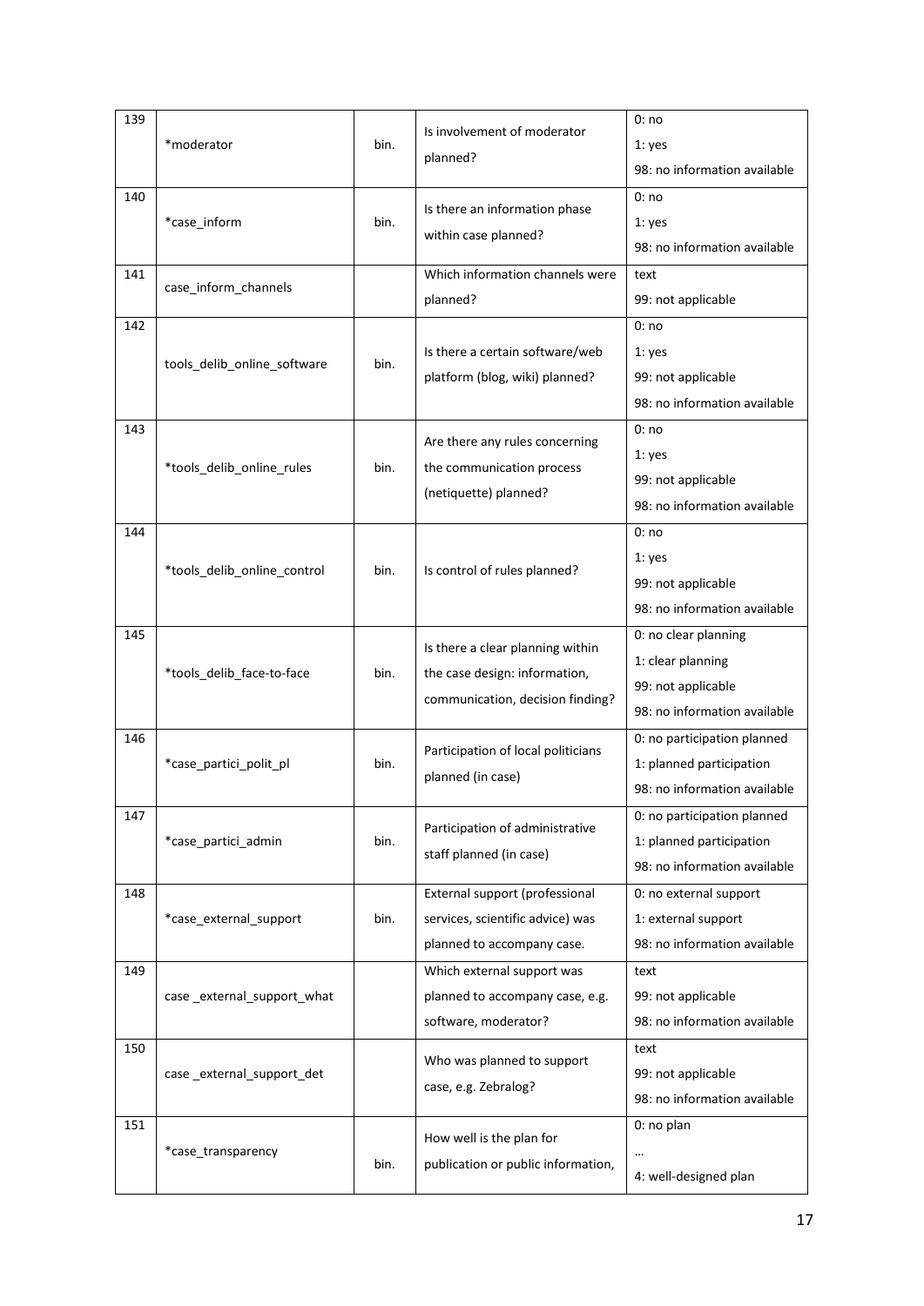| | | | | |
|---|---|---|---|---|
| 139 | *moderator | bin. | Is involvement of moderator planned? | 0: no<br>1: yes<br>98: no information available |
| 140 | *case_inform | bin. | Is there an information phase within case planned? | 0: no<br>1: yes<br>98: no information available |
| 141 | case_inform_channels | | Which information channels were planned? | text<br>99: not applicable |
| 142 | tools_delib_online_software | bin. | Is there a certain software/web platform (blog, wiki) planned? | 0: no<br>1: yes<br>99: not applicable<br>98: no information available |
| 143 | *tools_delib_online_rules | bin. | Are there any rules concerning the communication process (netiquette) planned? | 0: no<br>1: yes<br>99: not applicable<br>98: no information available |
| 144 | *tools_delib_online_control | bin. | Is control of rules planned? | 0: no<br>1: yes<br>99: not applicable<br>98: no information available |
| 145 | *tools_delib_face-to-face | bin. | Is there a clear planning within the case design: information, communication, decision finding? | 0: no clear planning<br>1: clear planning<br>99: not applicable<br>98: no information available |
| 146 | *case_partici_polit_pl | bin. | Participation of local politicians planned (in case) | 0: no participation planned<br>1: planned participation<br>98: no information available |
| 147 | *case_partici_admin | bin. | Participation of administrative staff planned (in case) | 0: no participation planned<br>1: planned participation<br>98: no information available |
| 148 | *case_external_support | bin. | External support (professional services, scientific advice) was planned to accompany case. | 0: no external support<br>1: external support<br>98: no information available |
| 149 | case _external_support_what | | Which external support was planned to accompany case, e.g. software, moderator? | text<br>99: not applicable<br>98: no information available |
| 150 | case _external_support_det | | Who was planned to support case, e.g. Zebralog? | text<br>99: not applicable<br>98: no information available |
| 151 | *case_transparency | bin. | How well is the plan for publication or public information, | 0: no plan<br>…<br>4: well-designed plan |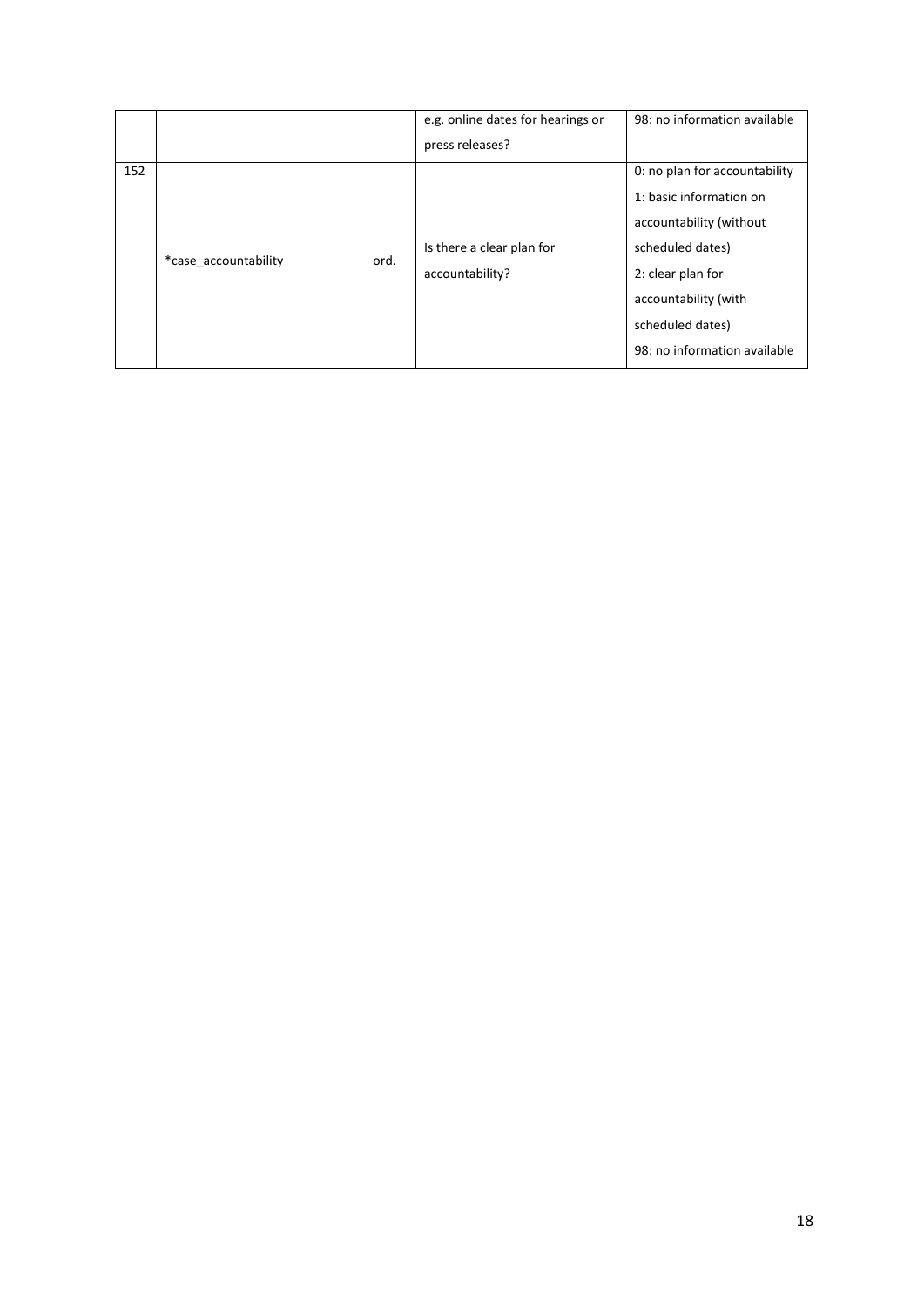| | | | | |
|---|---|---|---|---|
| | | | e.g. online dates for hearings or press releases? | 98: no information available |
| 152 | *case_accountability | ord. | Is there a clear plan for accountability? | 0: no plan for accountability<br>1: basic information on accountability (without scheduled dates)<br>2: clear plan for accountability (with scheduled dates)<br>98: no information available |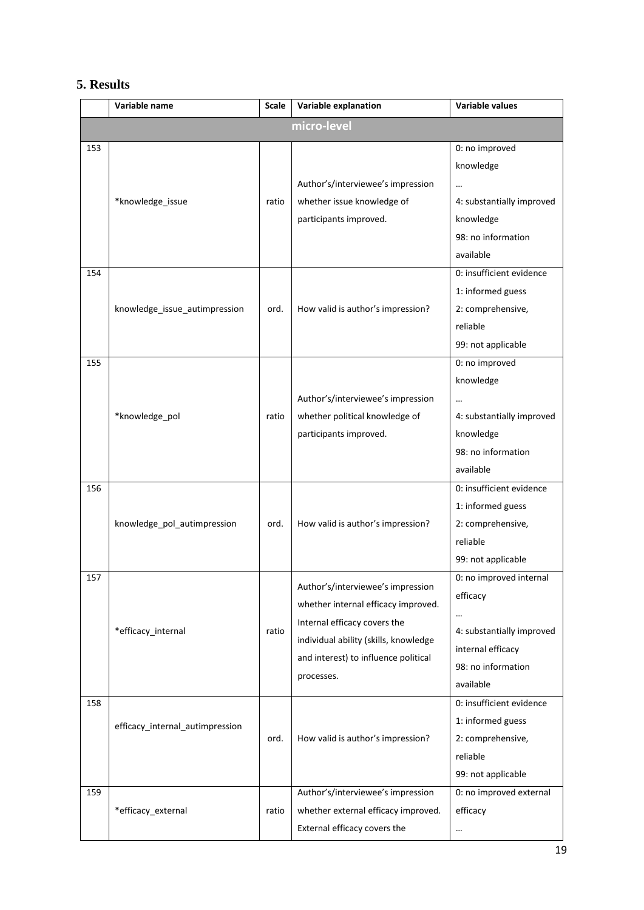## 5. Results

| | Variable name | Scale | Variable explanation | Variable values |
|---|---|---|---|---|
| **micro-level** | | | | |
| 153 | *knowledge_issue | ratio | Author's/interviewee's impression whether issue knowledge of participants improved. | 0: no improved knowledge<br>…<br>4: substantially improved knowledge<br>98: no information available |
| 154 | knowledge_issue_autimpression | ord. | How valid is author's impression? | 0: insufficient evidence<br>1: informed guess<br>2: comprehensive, reliable<br>99: not applicable |
| 155 | *knowledge_pol | ratio | Author's/interviewee's impression whether political knowledge of participants improved. | 0: no improved knowledge<br>…<br>4: substantially improved knowledge<br>98: no information available |
| 156 | knowledge_pol_autimpression | ord. | How valid is author's impression? | 0: insufficient evidence<br>1: informed guess<br>2: comprehensive, reliable<br>99: not applicable |
| 157 | *efficacy_internal | ratio | Author's/interviewee's impression whether internal efficacy improved. Internal efficacy covers the individual ability (skills, knowledge and interest) to influence political processes. | 0: no improved internal efficacy<br>…<br>4: substantially improved internal efficacy<br>98: no information available |
| 158 | efficacy_internal_autimpression | ord. | How valid is author's impression? | 0: insufficient evidence<br>1: informed guess<br>2: comprehensive, reliable<br>99: not applicable |
| 159 | *efficacy_external | ratio | Author's/interviewee's impression whether external efficacy improved. External efficacy covers the | 0: no improved external efficacy<br>… |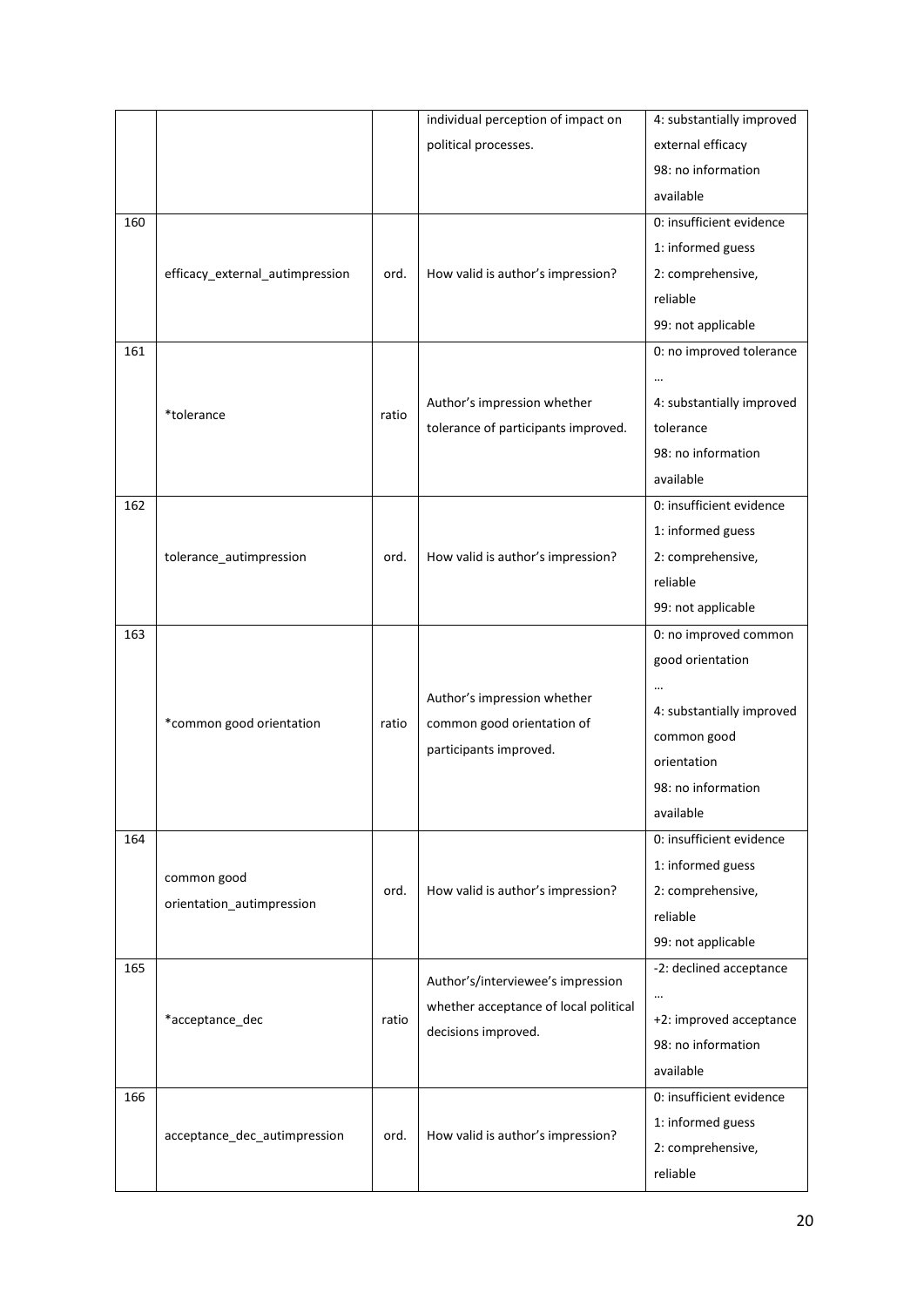| | | | | |
|---|---|---|---|---|
| | | | individual perception of impact on political processes. | 4: substantially improved external efficacy<br>98: no information available |
| 160 | efficacy_external_autimpression | ord. | How valid is author's impression? | 0: insufficient evidence<br>1: informed guess<br>2: comprehensive, reliable<br>99: not applicable |
| 161 | *tolerance | ratio | Author's impression whether tolerance of participants improved. | 0: no improved tolerance<br>…<br>4: substantially improved tolerance<br>98: no information available |
| 162 | tolerance_autimpression | ord. | How valid is author's impression? | 0: insufficient evidence<br>1: informed guess<br>2: comprehensive, reliable<br>99: not applicable |
| 163 | *common good orientation | ratio | Author's impression whether common good orientation of participants improved. | 0: no improved common good orientation<br>…<br>4: substantially improved common good orientation<br>98: no information available |
| 164 | common good orientation_autimpression | ord. | How valid is author's impression? | 0: insufficient evidence<br>1: informed guess<br>2: comprehensive, reliable<br>99: not applicable |
| 165 | *acceptance_dec | ratio | Author's/interviewee's impression whether acceptance of local political decisions improved. | -2: declined acceptance<br>…<br>+2: improved acceptance<br>98: no information available |
| 166 | acceptance_dec_autimpression | ord. | How valid is author's impression? | 0: insufficient evidence<br>1: informed guess<br>2: comprehensive, reliable |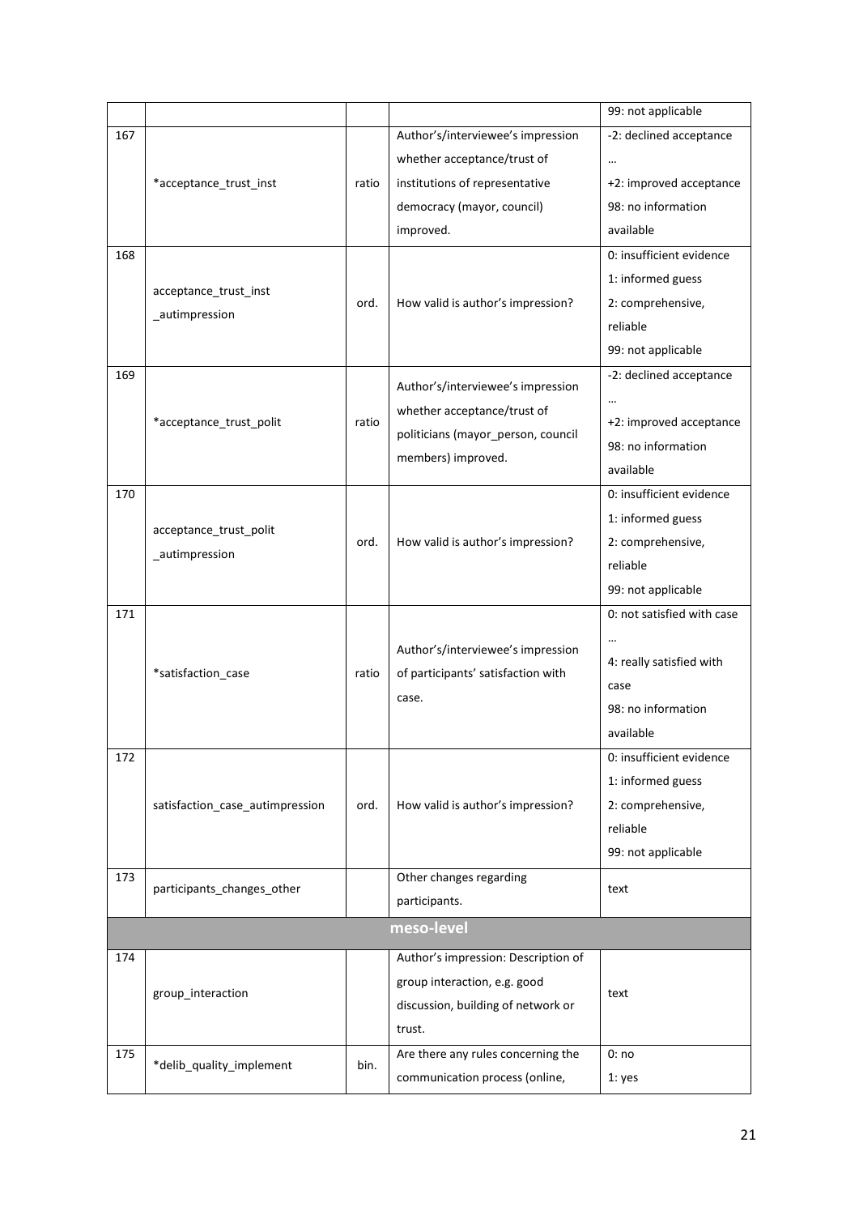|  |  |  |  | 99: not applicable |
|---|---|---|---|---|
| 167 | *acceptance_trust_inst | ratio | Author's/interviewee's impression whether acceptance/trust of institutions of representative democracy (mayor, council) improved. | -2: declined acceptance<br>…<br>+2: improved acceptance<br>98: no information available |
| 168 | acceptance_trust_inst _autimpression | ord. | How valid is author's impression? | 0: insufficient evidence<br>1: informed guess<br>2: comprehensive, reliable<br>99: not applicable |
| 169 | *acceptance_trust_polit | ratio | Author's/interviewee's impression whether acceptance/trust of politicians (mayor_person, council members) improved. | -2: declined acceptance<br>…<br>+2: improved acceptance<br>98: no information available |
| 170 | acceptance_trust_polit _autimpression | ord. | How valid is author's impression? | 0: insufficient evidence<br>1: informed guess<br>2: comprehensive, reliable<br>99: not applicable |
| 171 | *satisfaction_case | ratio | Author's/interviewee's impression of participants' satisfaction with case. | 0: not satisfied with case<br>…<br>4: really satisfied with case<br>98: no information available |
| 172 | satisfaction_case_autimpression | ord. | How valid is author's impression? | 0: insufficient evidence<br>1: informed guess<br>2: comprehensive, reliable<br>99: not applicable |
| 173 | participants_changes_other |  | Other changes regarding participants. | text |
|  |  |  | **meso-level** |  |
| 174 | group_interaction |  | Author's impression: Description of group interaction, e.g. good discussion, building of network or trust. | text |
| 175 | *delib_quality_implement | bin. | Are there any rules concerning the communication process (online, | 0: no<br>1: yes |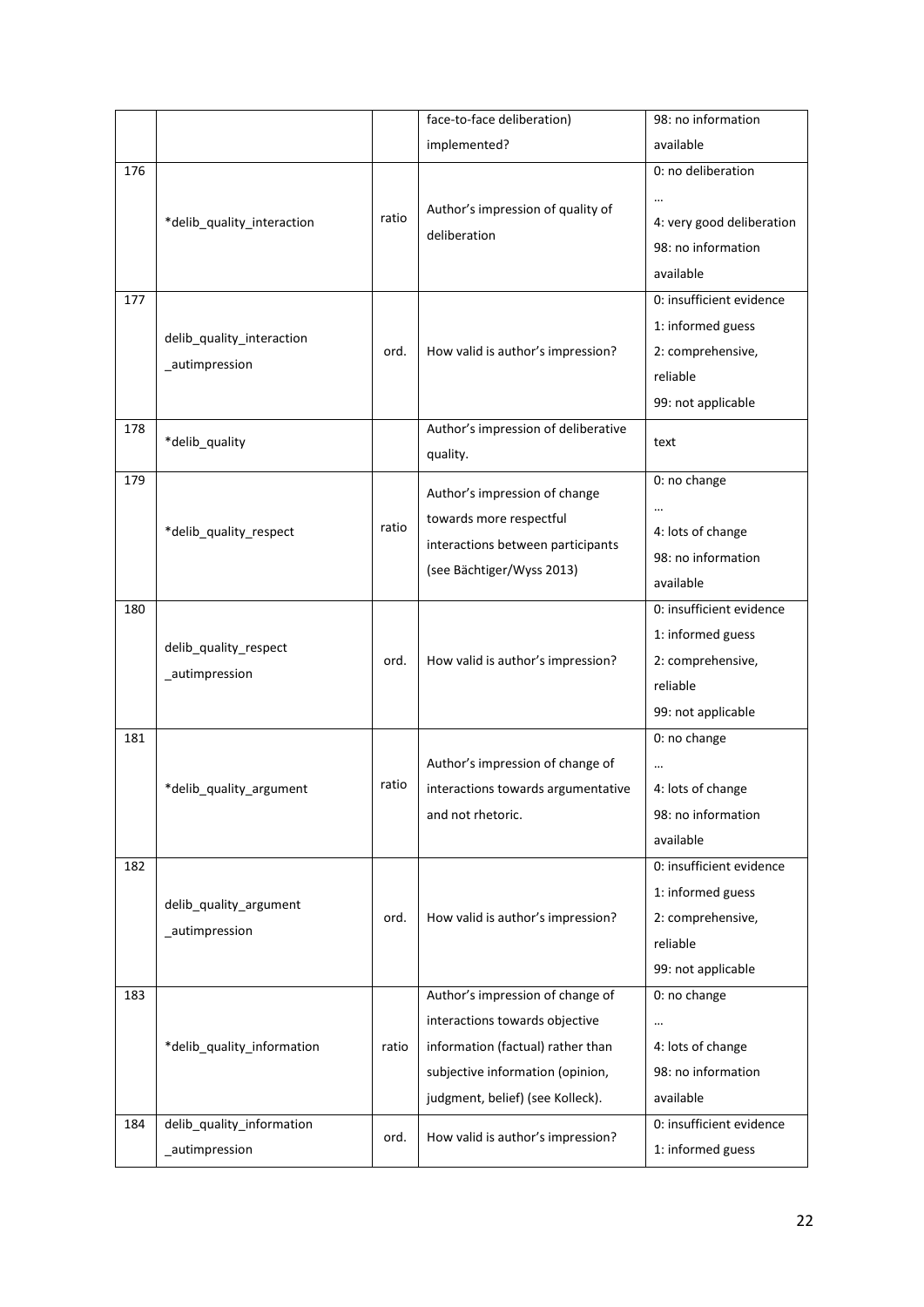|  |  |  | face-to-face deliberation) implemented? | 98: no information available |
|---|---|---|---|---|
| 176 | *delib_quality_interaction | ratio | Author's impression of quality of deliberation | 0: no deliberation<br>…<br>4: very good deliberation<br>98: no information available |
| 177 | delib_quality_interaction _autimpression | ord. | How valid is author's impression? | 0: insufficient evidence<br>1: informed guess<br>2: comprehensive, reliable<br>99: not applicable |
| 178 | *delib_quality |  | Author's impression of deliberative quality. | text |
| 179 | *delib_quality_respect | ratio | Author's impression of change towards more respectful interactions between participants (see Bächtiger/Wyss 2013) | 0: no change<br>…<br>4: lots of change<br>98: no information available |
| 180 | delib_quality_respect _autimpression | ord. | How valid is author's impression? | 0: insufficient evidence<br>1: informed guess<br>2: comprehensive, reliable<br>99: not applicable |
| 181 | *delib_quality_argument | ratio | Author's impression of change of interactions towards argumentative and not rhetoric. | 0: no change<br>…<br>4: lots of change<br>98: no information available |
| 182 | delib_quality_argument _autimpression | ord. | How valid is author's impression? | 0: insufficient evidence<br>1: informed guess<br>2: comprehensive, reliable<br>99: not applicable |
| 183 | *delib_quality_information | ratio | Author's impression of change of interactions towards objective information (factual) rather than subjective information (opinion, judgment, belief) (see Kolleck). | 0: no change<br>…<br>4: lots of change<br>98: no information available |
| 184 | delib_quality_information _autimpression | ord. | How valid is author's impression? | 0: insufficient evidence<br>1: informed guess |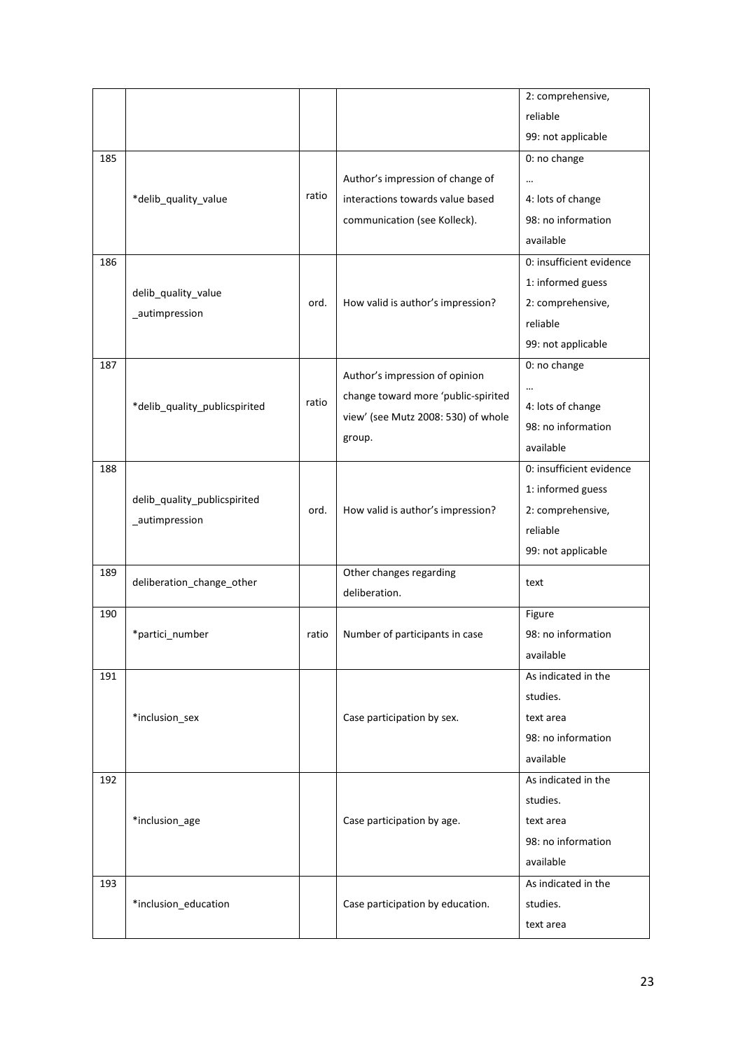| | | | | |
|---|---|---|---|---|
| | | | | 2: comprehensive, reliable<br>99: not applicable |
| 185 | *delib_quality_value | ratio | Author's impression of change of interactions towards value based communication (see Kolleck). | 0: no change<br>…<br>4: lots of change<br>98: no information available |
| 186 | delib_quality_value _autimpression | ord. | How valid is author's impression? | 0: insufficient evidence<br>1: informed guess<br>2: comprehensive, reliable<br>99: not applicable |
| 187 | *delib_quality_publicspirited | ratio | Author's impression of opinion change toward more 'public-spirited view' (see Mutz 2008: 530) of whole group. | 0: no change<br>…<br>4: lots of change<br>98: no information available |
| 188 | delib_quality_publicspirited _autimpression | ord. | How valid is author's impression? | 0: insufficient evidence<br>1: informed guess<br>2: comprehensive, reliable<br>99: not applicable |
| 189 | deliberation_change_other | | Other changes regarding deliberation. | text |
| 190 | *partici_number | ratio | Number of participants in case | Figure<br>98: no information available |
| 191 | *inclusion_sex | | Case participation by sex. | As indicated in the studies.<br>text area<br>98: no information available |
| 192 | *inclusion_age | | Case participation by age. | As indicated in the studies.<br>text area<br>98: no information available |
| 193 | *inclusion_education | | Case participation by education. | As indicated in the studies.<br>text area |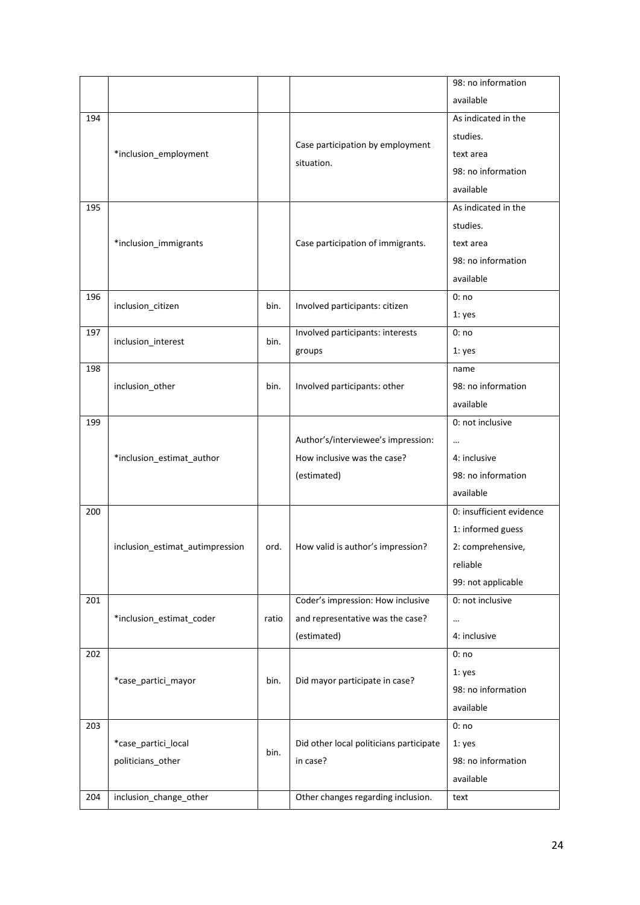| | | | | |
|---|---|---|---|---|
| | | | | 98: no information available |
| 194 | *inclusion_employment | | Case participation by employment situation. | As indicated in the studies.<br>text area<br>98: no information available |
| 195 | *inclusion_immigrants | | Case participation of immigrants. | As indicated in the studies.<br>text area<br>98: no information available |
| 196 | inclusion_citizen | bin. | Involved participants: citizen | 0: no<br>1: yes |
| 197 | inclusion_interest | bin. | Involved participants: interests groups | 0: no<br>1: yes |
| 198 | inclusion_other | bin. | Involved participants: other | name<br>98: no information available |
| 199 | *inclusion_estimat_author | | Author's/interviewee's impression: How inclusive was the case? (estimated) | 0: not inclusive<br>…<br>4: inclusive<br>98: no information available |
| 200 | inclusion_estimat_autimpression | ord. | How valid is author's impression? | 0: insufficient evidence<br>1: informed guess<br>2: comprehensive, reliable<br>99: not applicable |
| 201 | *inclusion_estimat_coder | ratio | Coder's impression: How inclusive and representative was the case? (estimated) | 0: not inclusive<br>…<br>4: inclusive |
| 202 | *case_partici_mayor | bin. | Did mayor participate in case? | 0: no<br>1: yes<br>98: no information available |
| 203 | *case_partici_local politicians_other | bin. | Did other local politicians participate in case? | 0: no<br>1: yes<br>98: no information available |
| 204 | inclusion_change_other | | Other changes regarding inclusion. | text |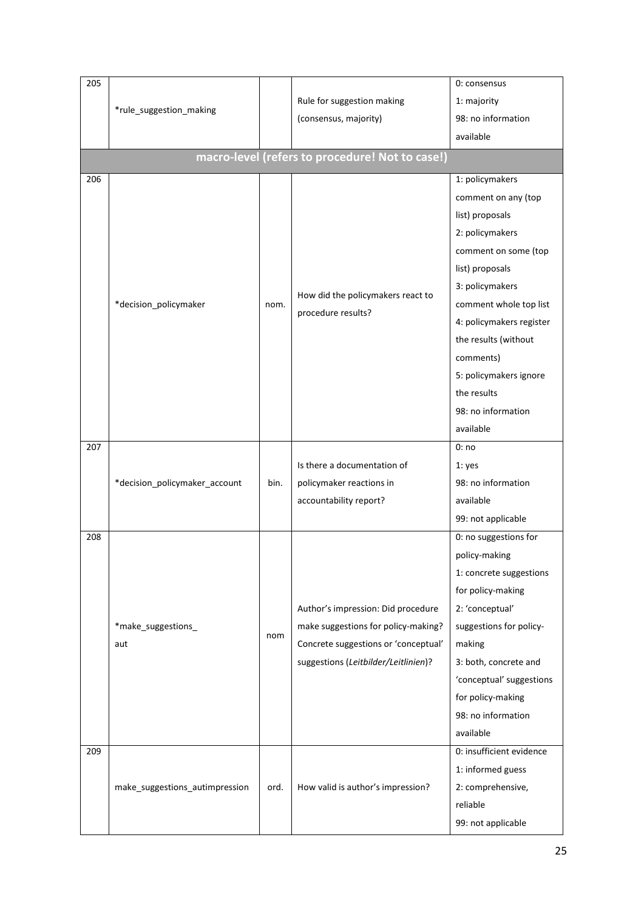| | | | | |
|---|---|---|---|---|
| 205 | *rule_suggestion_making | | Rule for suggestion making (consensus, majority) | 0: consensus<br>1: majority<br>98: no information available |
| | | | **macro-level (refers to procedure! Not to case!)** | |
| 206 | *decision_policymaker | nom. | How did the policymakers react to procedure results? | 1: policymakers comment on any (top list) proposals<br>2: policymakers comment on some (top list) proposals<br>3: policymakers comment whole top list<br>4: policymakers register the results (without comments)<br>5: policymakers ignore the results<br>98: no information available |
| 207 | *decision_policymaker_account | bin. | Is there a documentation of policymaker reactions in accountability report? | 0: no<br>1: yes<br>98: no information available<br>99: not applicable |
| 208 | *make_suggestions_aut | nom | Author's impression: Did procedure make suggestions for policy-making? Concrete suggestions or 'conceptual' suggestions (*Leitbilder/Leitlinien*)? | 0: no suggestions for policy-making<br>1: concrete suggestions for policy-making<br>2: 'conceptual' suggestions for policy-making<br>3: both, concrete and 'conceptual' suggestions for policy-making<br>98: no information available |
| 209 | make_suggestions_autimpression | ord. | How valid is author's impression? | 0: insufficient evidence<br>1: informed guess<br>2: comprehensive, reliable<br>99: not applicable |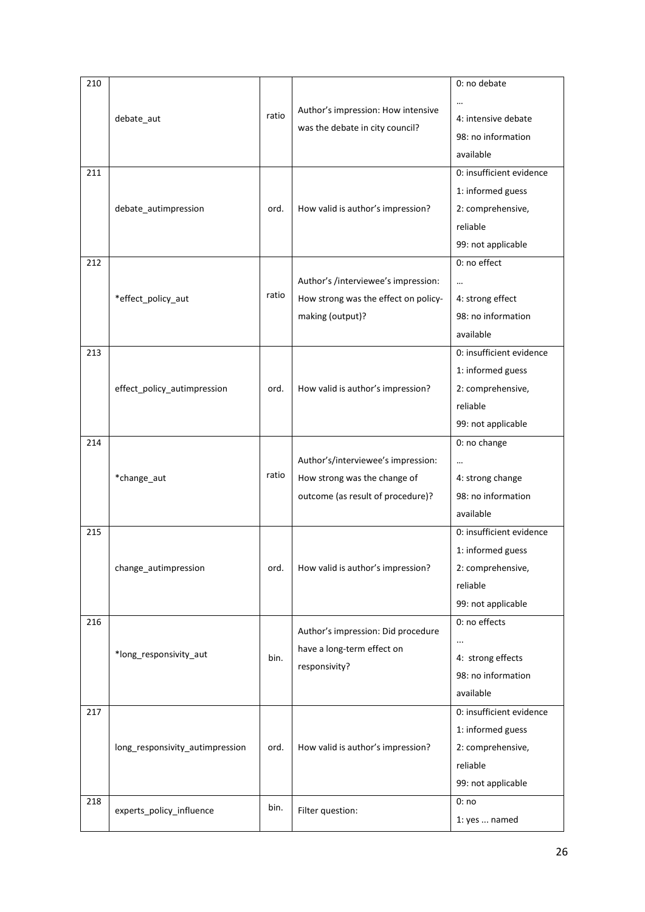| | | | | |
|---|---|---|---|---|
| 210 | debate_aut | ratio | Author's impression: How intensive was the debate in city council? | 0: no debate<br>…<br>4: intensive debate<br>98: no information available |
| 211 | debate_autimpression | ord. | How valid is author's impression? | 0: insufficient evidence<br>1: informed guess<br>2: comprehensive, reliable<br>99: not applicable |
| 212 | *effect_policy_aut | ratio | Author's /interviewee's impression: How strong was the effect on policy-making (output)? | 0: no effect<br>…<br>4: strong effect<br>98: no information available |
| 213 | effect_policy_autimpression | ord. | How valid is author's impression? | 0: insufficient evidence<br>1: informed guess<br>2: comprehensive, reliable<br>99: not applicable |
| 214 | *change_aut | ratio | Author's/interviewee's impression: How strong was the change of outcome (as result of procedure)? | 0: no change<br>…<br>4: strong change<br>98: no information available |
| 215 | change_autimpression | ord. | How valid is author's impression? | 0: insufficient evidence<br>1: informed guess<br>2: comprehensive, reliable<br>99: not applicable |
| 216 | *long_responsivity_aut | bin. | Author's impression: Did procedure have a long-term effect on responsivity? | 0: no effects<br>…<br>4: strong effects<br>98: no information available |
| 217 | long_responsivity_autimpression | ord. | How valid is author's impression? | 0: insufficient evidence<br>1: informed guess<br>2: comprehensive, reliable<br>99: not applicable |
| 218 | experts_policy_influence | bin. | Filter question: | 0: no<br>1: yes ... named |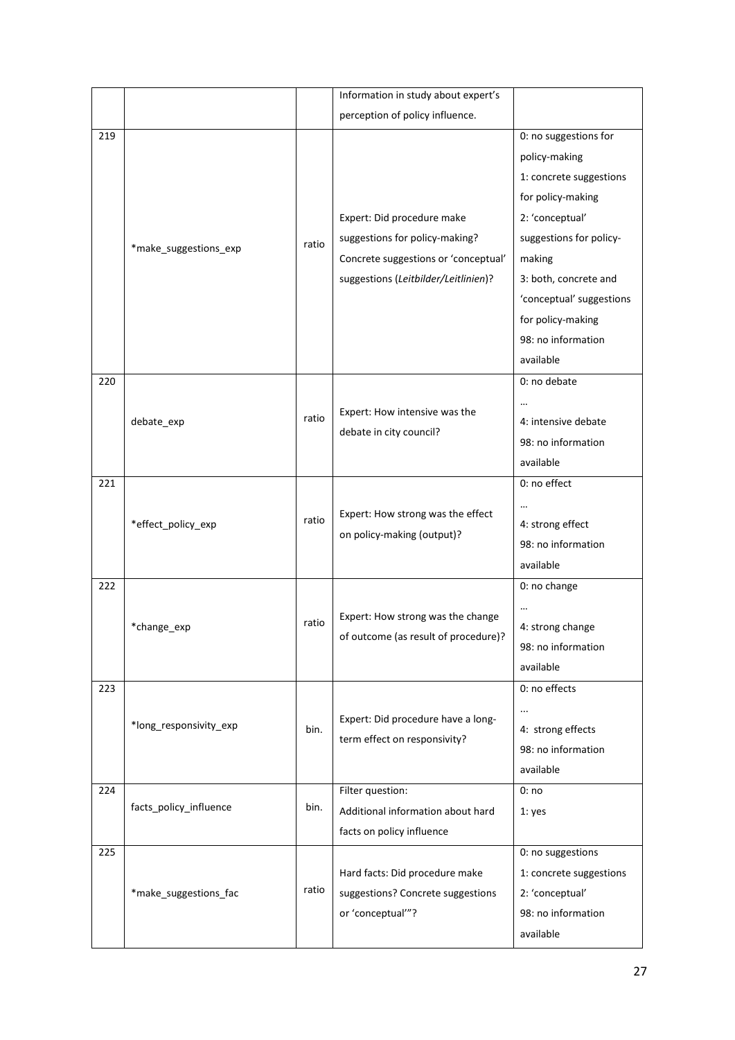|  |  |  | Information in study about expert's perception of policy influence. |  |
|---|---|---|---|---|
| 219 | *make_suggestions_exp | ratio | Expert: Did procedure make suggestions for policy-making? Concrete suggestions or 'conceptual' suggestions (*Leitbilder/Leitlinien*)? | 0: no suggestions for policy-making<br>1: concrete suggestions for policy-making<br>2: 'conceptual' suggestions for policy-making<br>3: both, concrete and 'conceptual' suggestions for policy-making<br>98: no information available |
| 220 | debate_exp | ratio | Expert: How intensive was the debate in city council? | 0: no debate<br>…<br>4: intensive debate<br>98: no information available |
| 221 | *effect_policy_exp | ratio | Expert: How strong was the effect on policy-making (output)? | 0: no effect<br>…<br>4: strong effect<br>98: no information available |
| 222 | *change_exp | ratio | Expert: How strong was the change of outcome (as result of procedure)? | 0: no change<br>…<br>4: strong change<br>98: no information available |
| 223 | *long_responsivity_exp | bin. | Expert: Did procedure have a long-term effect on responsivity? | 0: no effects<br>…<br>4: strong effects<br>98: no information available |
| 224 | facts_policy_influence | bin. | Filter question:<br>Additional information about hard facts on policy influence | 0: no<br>1: yes |
| 225 | *make_suggestions_fac | ratio | Hard facts: Did procedure make suggestions? Concrete suggestions or 'conceptual'"? | 0: no suggestions<br>1: concrete suggestions<br>2: 'conceptual'<br>98: no information available |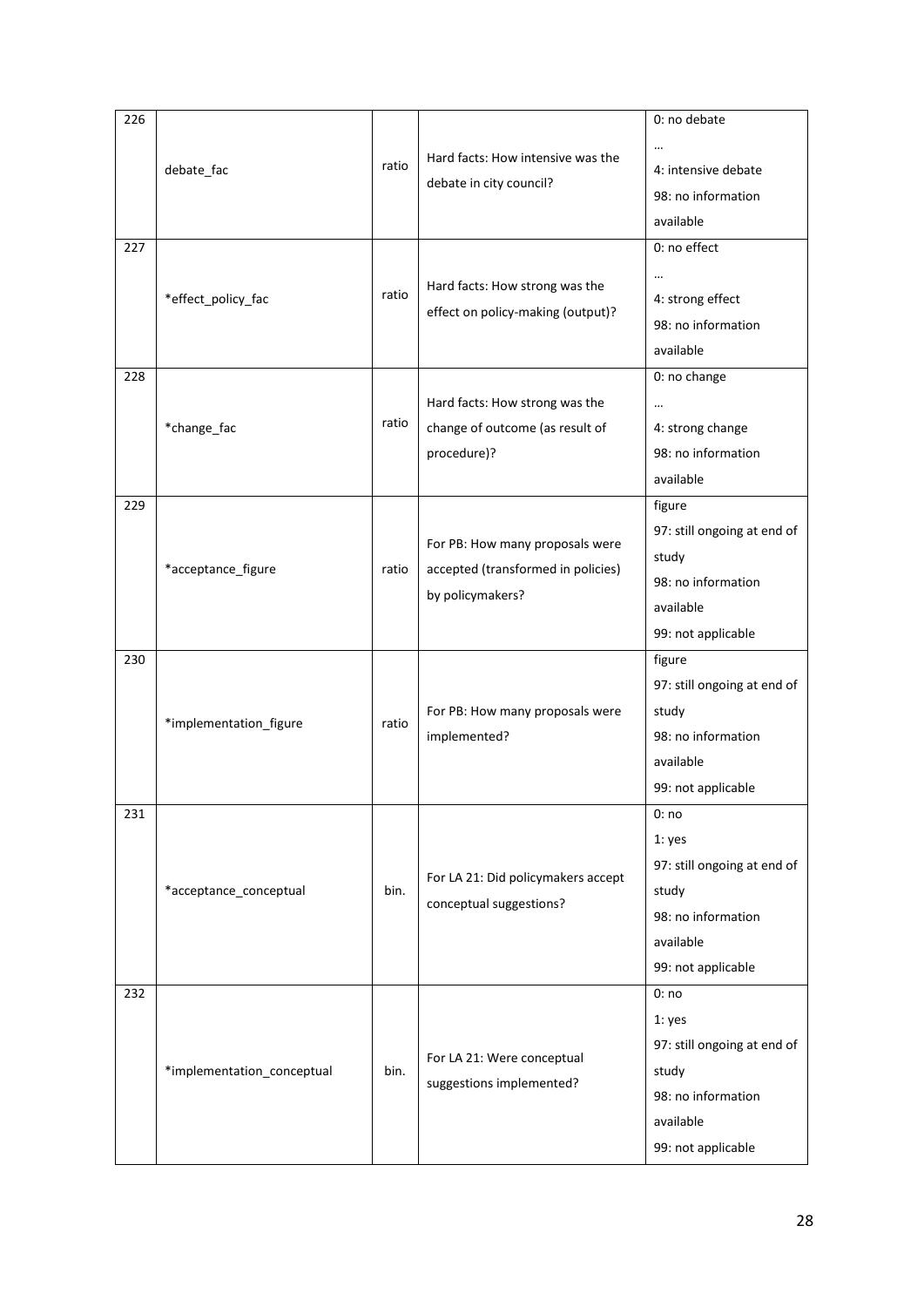| | | | | |
|---|---|---|---|---|
| 226 | debate_fac | ratio | Hard facts: How intensive was the debate in city council? | 0: no debate<br>…<br>4: intensive debate<br>98: no information available |
| 227 | *effect_policy_fac | ratio | Hard facts: How strong was the effect on policy-making (output)? | 0: no effect<br>…<br>4: strong effect<br>98: no information available |
| 228 | *change_fac | ratio | Hard facts: How strong was the change of outcome (as result of procedure)? | 0: no change<br>…<br>4: strong change<br>98: no information available |
| 229 | *acceptance_figure | ratio | For PB: How many proposals were accepted (transformed in policies) by policymakers? | figure<br>97: still ongoing at end of study<br>98: no information available<br>99: not applicable |
| 230 | *implementation_figure | ratio | For PB: How many proposals were implemented? | figure<br>97: still ongoing at end of study<br>98: no information available<br>99: not applicable |
| 231 | *acceptance_conceptual | bin. | For LA 21: Did policymakers accept conceptual suggestions? | 0: no<br>1: yes<br>97: still ongoing at end of study<br>98: no information available<br>99: not applicable |
| 232 | *implementation_conceptual | bin. | For LA 21: Were conceptual suggestions implemented? | 0: no<br>1: yes<br>97: still ongoing at end of study<br>98: no information available<br>99: not applicable |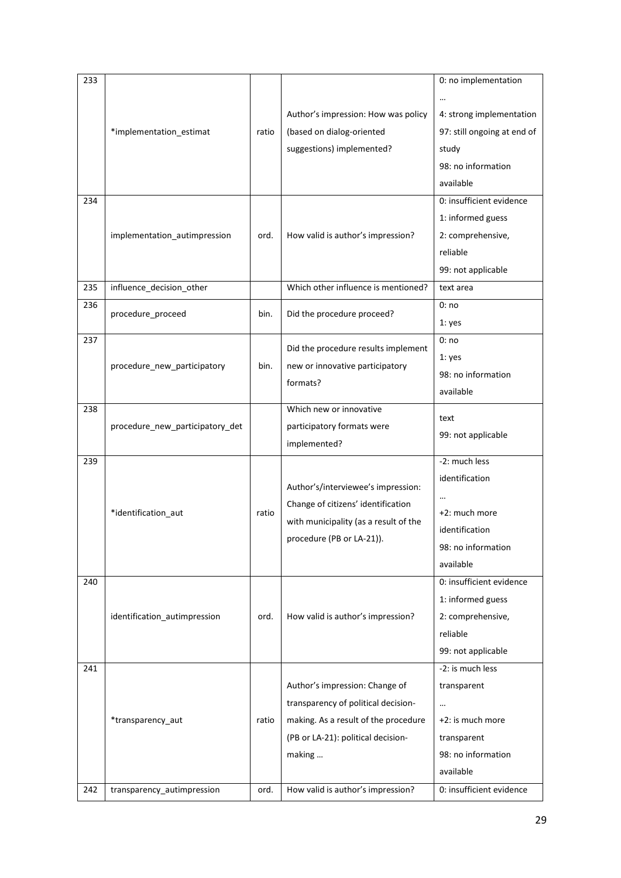| | | | | |
|---|---|---|---|---|
| 233 | *implementation_estimat | ratio | Author's impression: How was policy (based on dialog-oriented suggestions) implemented? | 0: no implementation<br>…<br>4: strong implementation<br>97: still ongoing at end of study<br>98: no information available |
| 234 | implementation_autimpression | ord. | How valid is author's impression? | 0: insufficient evidence<br>1: informed guess<br>2: comprehensive, reliable<br>99: not applicable |
| 235 | influence_decision_other | | Which other influence is mentioned? | text area |
| 236 | procedure_proceed | bin. | Did the procedure proceed? | 0: no<br>1: yes |
| 237 | procedure_new_participatory | bin. | Did the procedure results implement new or innovative participatory formats? | 0: no<br>1: yes<br>98: no information available |
| 238 | procedure_new_participatory_det | | Which new or innovative participatory formats were implemented? | text<br>99: not applicable |
| 239 | *identification_aut | ratio | Author's/interviewee's impression: Change of citizens' identification with municipality (as a result of the procedure (PB or LA-21)). | -2: much less identification<br>…<br>+2: much more identification<br>98: no information available |
| 240 | identification_autimpression | ord. | How valid is author's impression? | 0: insufficient evidence<br>1: informed guess<br>2: comprehensive, reliable<br>99: not applicable |
| 241 | *transparency_aut | ratio | Author's impression: Change of transparency of political decision-making. As a result of the procedure (PB or LA-21): political decision-making … | -2: is much less transparent<br>…<br>+2: is much more transparent<br>98: no information available |
| 242 | transparency_autimpression | ord. | How valid is author's impression? | 0: insufficient evidence |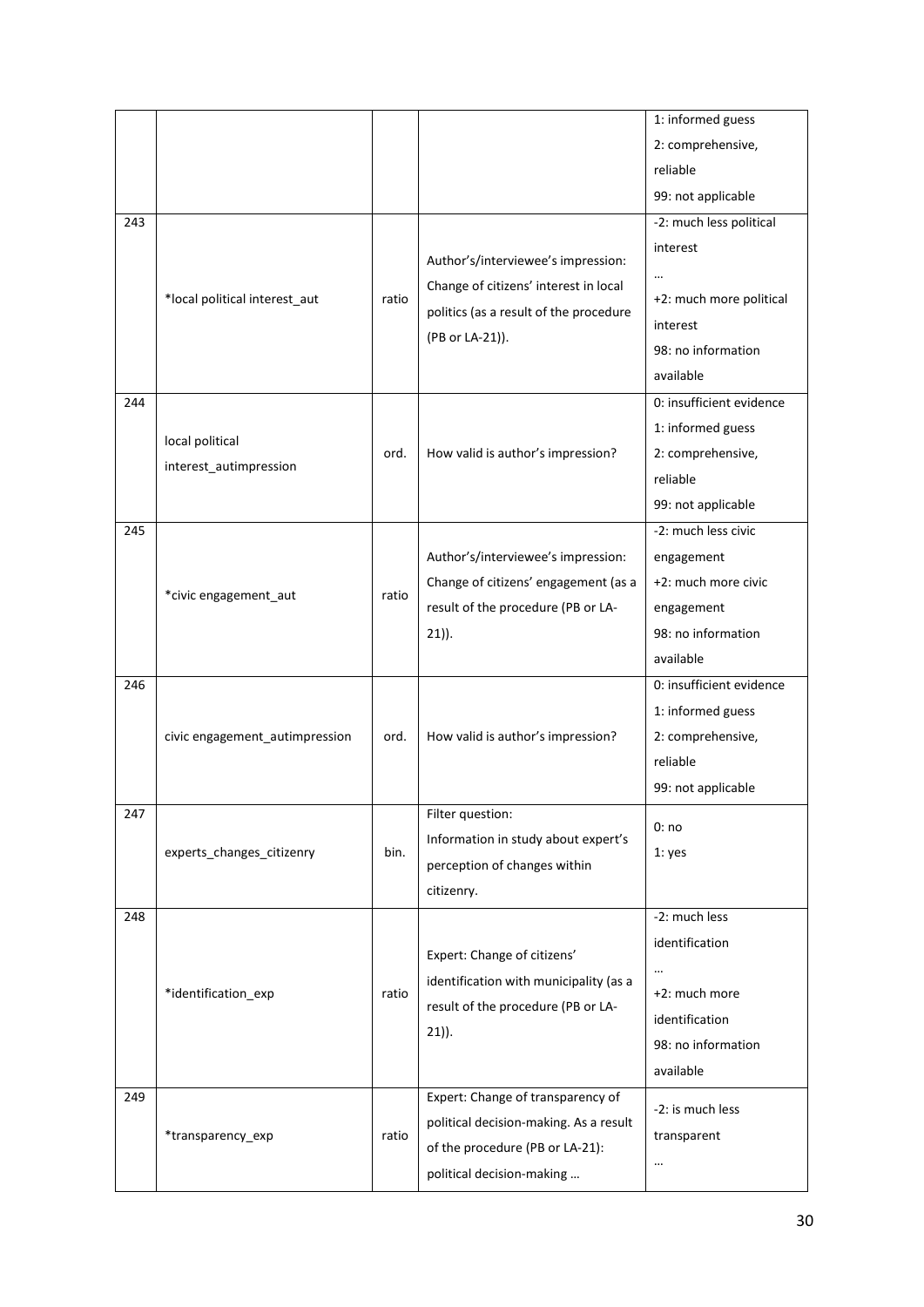| | | | | |
|---|---|---|---|---|
| | | | | 1: informed guess<br>2: comprehensive, reliable<br>99: not applicable |
| 243 | *local political interest_aut | ratio | Author's/interviewee's impression: Change of citizens' interest in local politics (as a result of the procedure (PB or LA-21)). | -2: much less political interest<br>…<br>+2: much more political interest<br>98: no information available |
| 244 | local political interest_autimpression | ord. | How valid is author's impression? | 0: insufficient evidence<br>1: informed guess<br>2: comprehensive, reliable<br>99: not applicable |
| 245 | *civic engagement_aut | ratio | Author's/interviewee's impression: Change of citizens' engagement (as a result of the procedure (PB or LA-21)). | -2: much less civic engagement<br>+2: much more civic engagement<br>98: no information available |
| 246 | civic engagement_autimpression | ord. | How valid is author's impression? | 0: insufficient evidence<br>1: informed guess<br>2: comprehensive, reliable<br>99: not applicable |
| 247 | experts_changes_citizenry | bin. | Filter question: Information in study about expert's perception of changes within citizenry. | 0: no<br>1: yes |
| 248 | *identification_exp | ratio | Expert: Change of citizens' identification with municipality (as a result of the procedure (PB or LA-21)). | -2: much less identification<br>…<br>+2: much more identification<br>98: no information available |
| 249 | *transparency_exp | ratio | Expert: Change of transparency of political decision-making. As a result of the procedure (PB or LA-21): political decision-making … | -2: is much less transparent<br>… |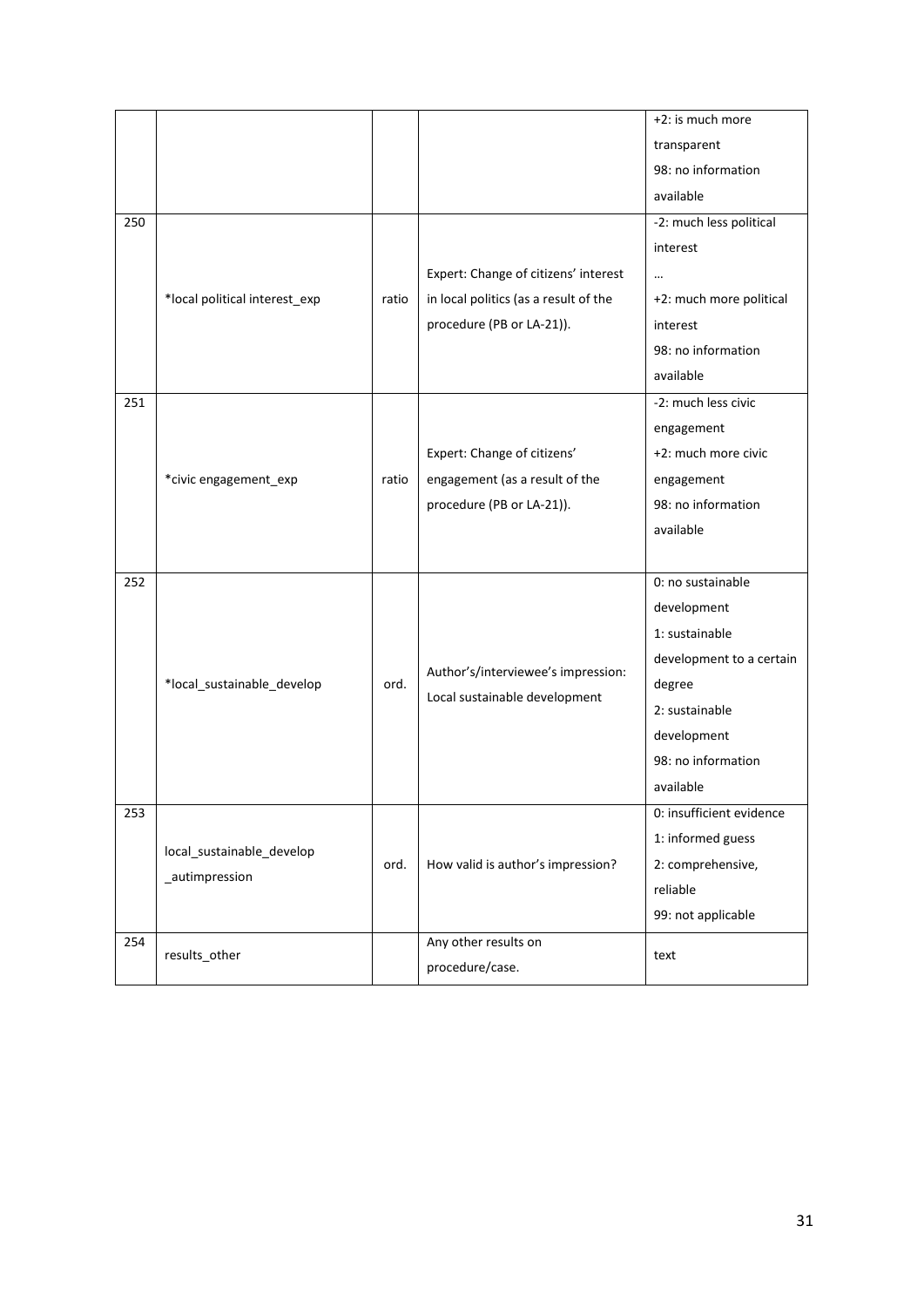| | | | | |
|---|---|---|---|---|
| | | | | +2: is much more transparent<br>98: no information available |
| 250 | *local political interest_exp | ratio | Expert: Change of citizens' interest in local politics (as a result of the procedure (PB or LA-21)). | -2: much less political interest<br>…<br>+2: much more political interest<br>98: no information available |
| 251 | *civic engagement_exp | ratio | Expert: Change of citizens' engagement (as a result of the procedure (PB or LA-21)). | -2: much less civic engagement<br>+2: much more civic engagement<br>98: no information available |
| 252 | *local_sustainable_develop | ord. | Author's/interviewee's impression: Local sustainable development | 0: no sustainable development<br>1: sustainable development to a certain degree<br>2: sustainable development<br>98: no information available |
| 253 | local_sustainable_develop _autimpression | ord. | How valid is author's impression? | 0: insufficient evidence<br>1: informed guess<br>2: comprehensive, reliable<br>99: not applicable |
| 254 | results_other | | Any other results on procedure/case. | text |